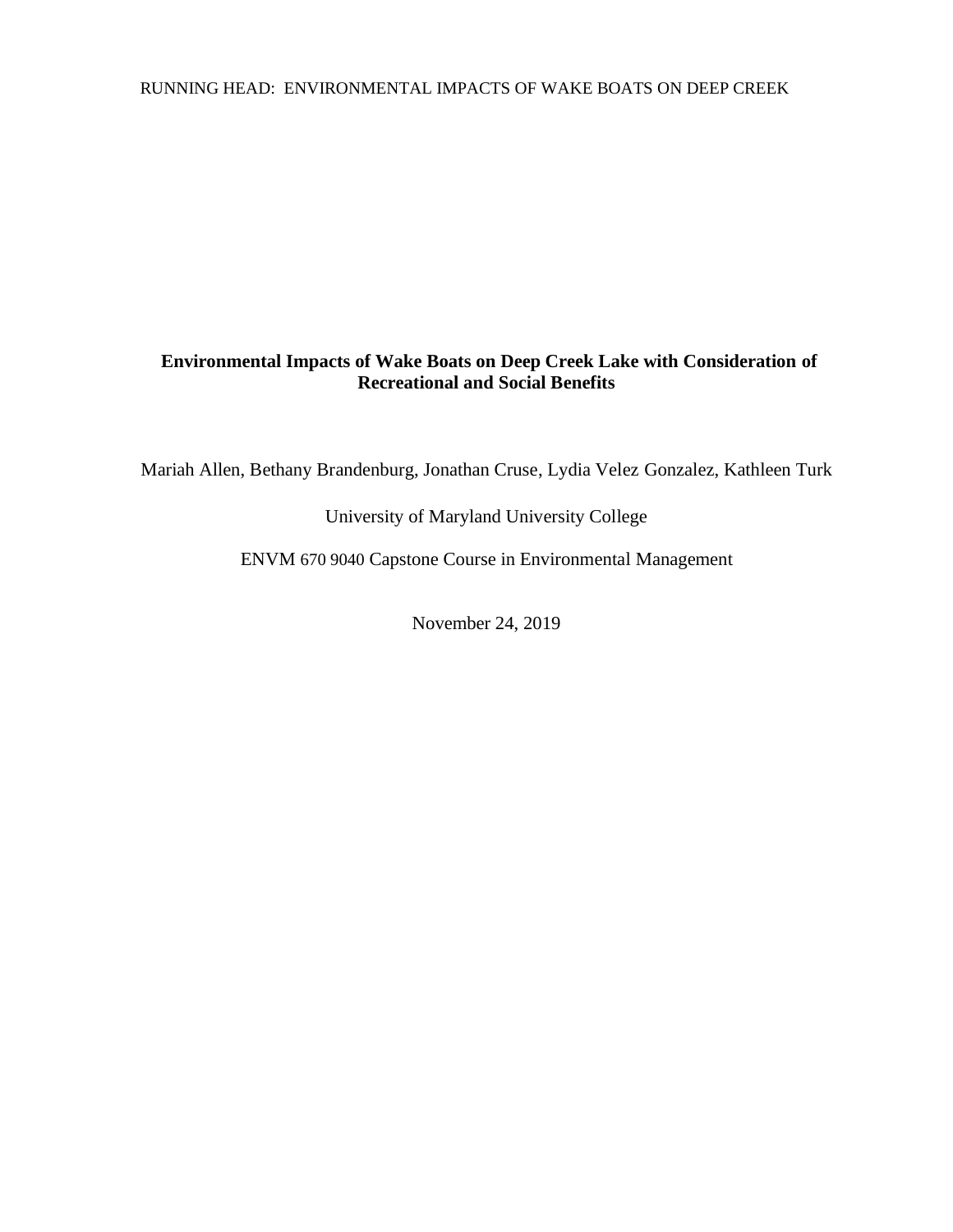# Environmental Impacts of Wake Boats on Deep Creek Lake with Consideration of Recreational and Social Benefits

Mariah Allen, Bethany Brandenburg, Jonathan Cruse, Lydia Velez Gonzalez, Kathleen Turk

University of Maryland University College

ENVM 670 9040 Capstone Course in Environmental Management

November 24, 2019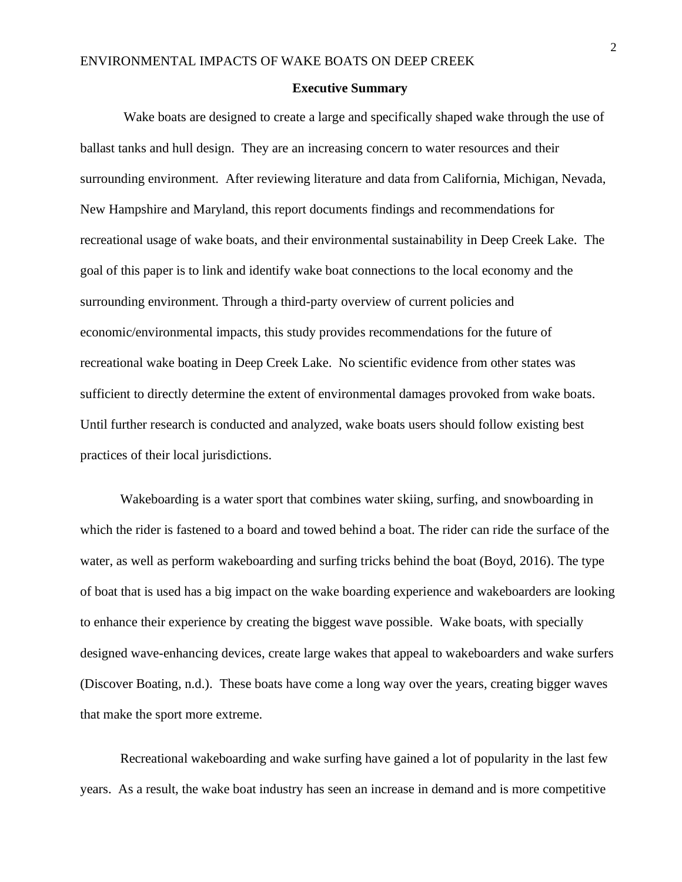## Executive Summary

Wake boats are designed to create a large and specifically shaped wake through the use of ballast tanks and hull design. They are an increasing concern to water resources and their surrounding environment. After reviewing literature and data from California, Michigan, Nevada, New Hampshire and Maryland, this report documents findings and recommendations for recreational usage of wake boats, and their environmental sustainability in Deep Creek Lake. The goal of this paper is to link and identify wake boat connections to the local economy and the surrounding environment. Through a third-party overview of current policies and economic/environmental impacts, this study provides recommendations for the future of recreational wake boating in Deep Creek Lake. No scientific evidence from other states was sufficient to directly determine the extent of environmental damages provoked from wake boats. Until further research is conducted and analyzed, wake boats users should follow existing best practices of their local jurisdictions.

Wakeboarding is a water sport that combines water skiing, surfing, and snowboarding in which the rider is fastened to a board and towed behind a boat. The rider can ride the surface of the water, as well as perform wakeboarding and surfing tricks behind the boat (Boyd, 2016). The type of boat that is used has a big impact on the wake boarding experience and wakeboarders are looking to enhance their experience by creating the biggest wave possible. Wake boats, with specially designed wave-enhancing devices, create large wakes that appeal to wakeboarders and wake surfers (Discover Boating, n.d.). These boats have come a long way over the years, creating bigger waves that make the sport more extreme.

Recreational wakeboarding and wake surfing have gained a lot of popularity in the last few years. As a result, the wake boat industry has seen an increase in demand and is more competitive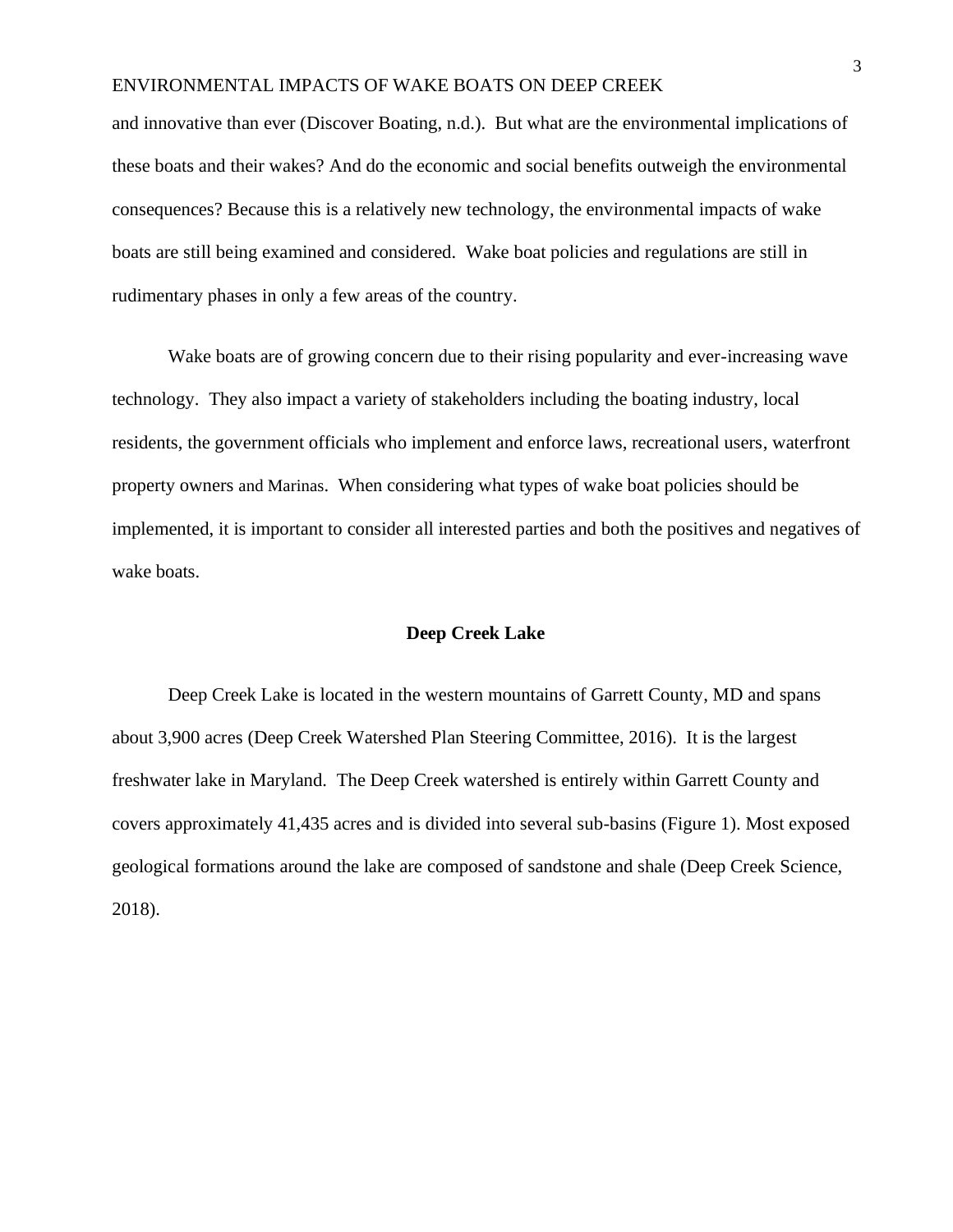and innovative than ever (Discover Boating, n.d.). But what are the environmental implications of these boats and their wakes? And do the economic and social benefits outweigh the environmental consequences? Because this is a relatively new technology, the environmental impacts of wake boats are still being examined and considered. Wake boat policies and regulations are still in rudimentary phases in only a few areas of the country.

Wake boats are of growing concern due to their rising popularity and ever-increasing wave technology. They also impact a variety of stakeholders including the boating industry, local residents, the government officials who implement and enforce laws, recreational users, waterfront property owners and Marinas. When considering what types of wake boat policies should be implemented, it is important to consider all interested parties and both the positives and negatives of wake boats.

## Deep Creek Lake

Deep Creek Lake is located in the western mountains of Garrett County, MD and spans about 3,900 acres (Deep Creek Watershed Plan Steering Committee, 2016). It is the largest freshwater lake in Maryland. The Deep Creek watershed is entirely within Garrett County and covers approximately 41,435 acres and is divided into several sub-basins (Figure 1). Most exposed geological formations around the lake are composed of sandstone and shale (Deep Creek Science, 2018).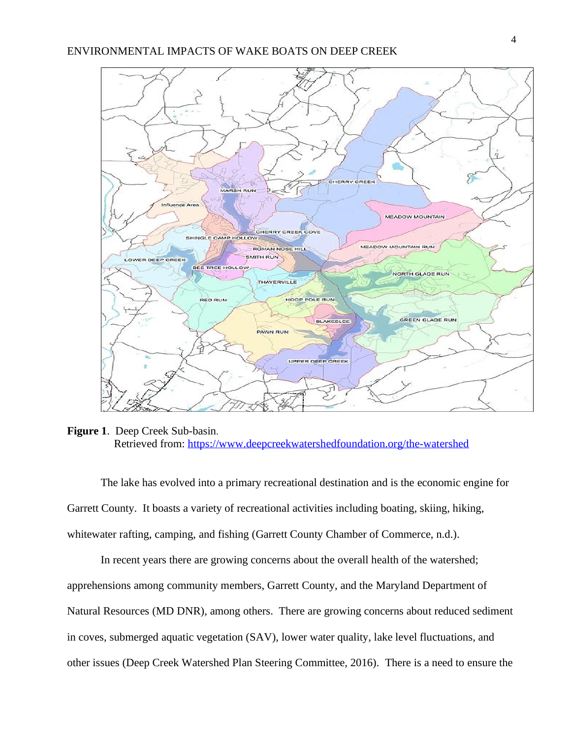**Figure 1**. Deep Creek Sub-basin.
Retrieved from: https://www.deepcreekwatershedfoundation.org/the-watershed

The lake has evolved into a primary recreational destination and is the economic engine for Garrett County. It boasts a variety of recreational activities including boating, skiing, hiking, whitewater rafting, camping, and fishing (Garrett County Chamber of Commerce, n.d.).

In recent years there are growing concerns about the overall health of the watershed; apprehensions among community members, Garrett County, and the Maryland Department of Natural Resources (MD DNR), among others. There are growing concerns about reduced sediment in coves, submerged aquatic vegetation (SAV), lower water quality, lake level fluctuations, and other issues (Deep Creek Watershed Plan Steering Committee, 2016). There is a need to ensure the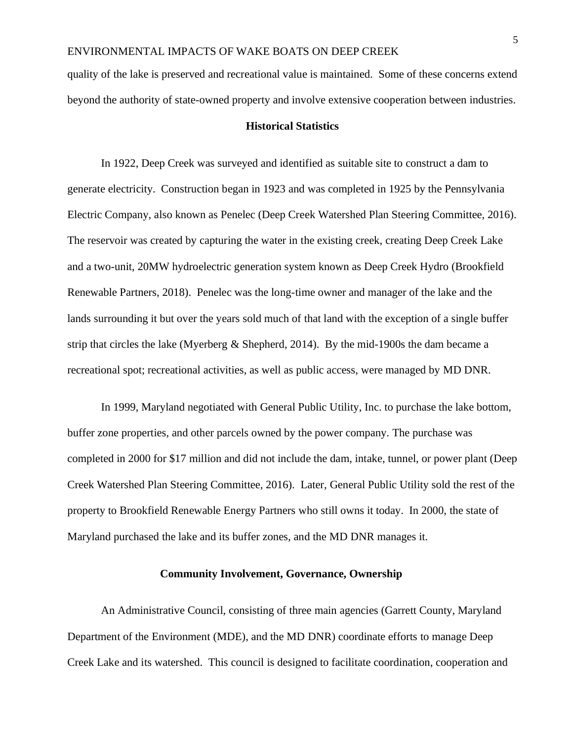quality of the lake is preserved and recreational value is maintained. Some of these concerns extend beyond the authority of state-owned property and involve extensive cooperation between industries.

## Historical Statistics

In 1922, Deep Creek was surveyed and identified as suitable site to construct a dam to generate electricity. Construction began in 1923 and was completed in 1925 by the Pennsylvania Electric Company, also known as Penelec (Deep Creek Watershed Plan Steering Committee, 2016). The reservoir was created by capturing the water in the existing creek, creating Deep Creek Lake and a two-unit, 20MW hydroelectric generation system known as Deep Creek Hydro (Brookfield Renewable Partners, 2018). Penelec was the long-time owner and manager of the lake and the lands surrounding it but over the years sold much of that land with the exception of a single buffer strip that circles the lake (Myerberg & Shepherd, 2014). By the mid-1900s the dam became a recreational spot; recreational activities, as well as public access, were managed by MD DNR.

In 1999, Maryland negotiated with General Public Utility, Inc. to purchase the lake bottom, buffer zone properties, and other parcels owned by the power company. The purchase was completed in 2000 for $17 million and did not include the dam, intake, tunnel, or power plant (Deep Creek Watershed Plan Steering Committee, 2016). Later, General Public Utility sold the rest of the property to Brookfield Renewable Energy Partners who still owns it today. In 2000, the state of Maryland purchased the lake and its buffer zones, and the MD DNR manages it.

## Community Involvement, Governance, Ownership

An Administrative Council, consisting of three main agencies (Garrett County, Maryland Department of the Environment (MDE), and the MD DNR) coordinate efforts to manage Deep Creek Lake and its watershed. This council is designed to facilitate coordination, cooperation and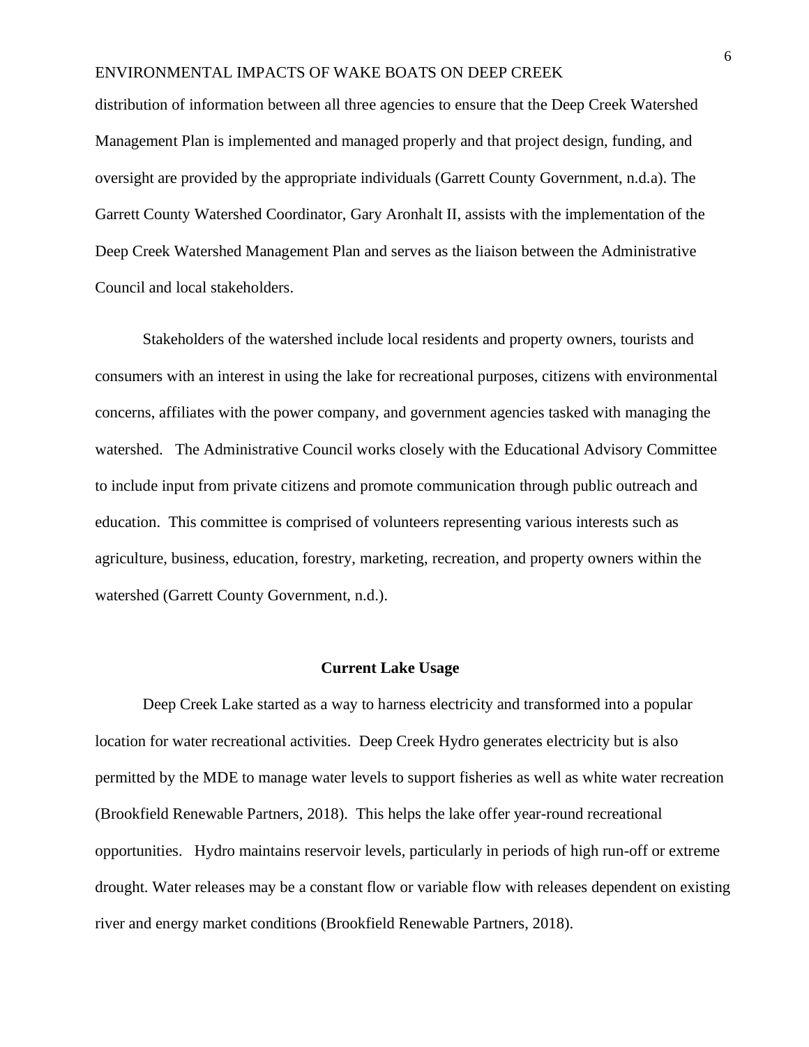distribution of information between all three agencies to ensure that the Deep Creek Watershed Management Plan is implemented and managed properly and that project design, funding, and oversight are provided by the appropriate individuals (Garrett County Government, n.d.a). The Garrett County Watershed Coordinator, Gary Aronhalt II, assists with the implementation of the Deep Creek Watershed Management Plan and serves as the liaison between the Administrative Council and local stakeholders.

Stakeholders of the watershed include local residents and property owners, tourists and consumers with an interest in using the lake for recreational purposes, citizens with environmental concerns, affiliates with the power company, and government agencies tasked with managing the watershed. The Administrative Council works closely with the Educational Advisory Committee to include input from private citizens and promote communication through public outreach and education. This committee is comprised of volunteers representing various interests such as agriculture, business, education, forestry, marketing, recreation, and property owners within the watershed (Garrett County Government, n.d.).

## Current Lake Usage

Deep Creek Lake started as a way to harness electricity and transformed into a popular location for water recreational activities. Deep Creek Hydro generates electricity but is also permitted by the MDE to manage water levels to support fisheries as well as white water recreation (Brookfield Renewable Partners, 2018). This helps the lake offer year-round recreational opportunities. Hydro maintains reservoir levels, particularly in periods of high run-off or extreme drought. Water releases may be a constant flow or variable flow with releases dependent on existing river and energy market conditions (Brookfield Renewable Partners, 2018).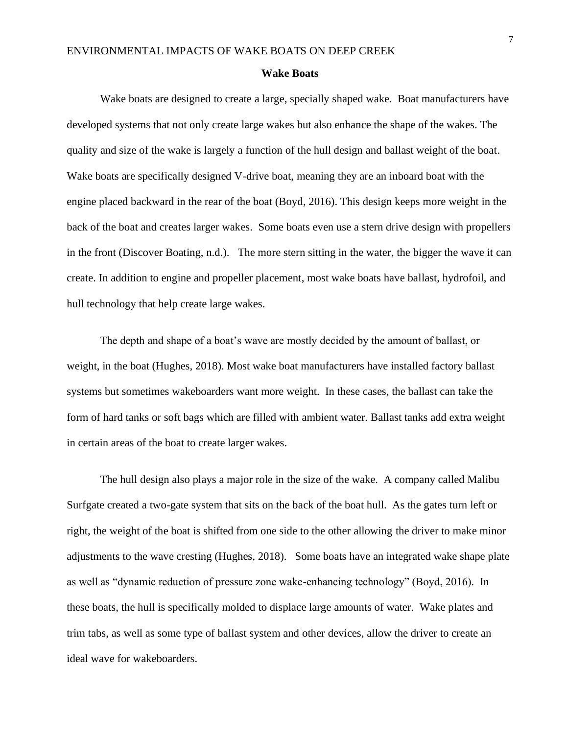## Wake Boats

Wake boats are designed to create a large, specially shaped wake. Boat manufacturers have developed systems that not only create large wakes but also enhance the shape of the wakes. The quality and size of the wake is largely a function of the hull design and ballast weight of the boat. Wake boats are specifically designed V-drive boat, meaning they are an inboard boat with the engine placed backward in the rear of the boat (Boyd, 2016). This design keeps more weight in the back of the boat and creates larger wakes. Some boats even use a stern drive design with propellers in the front (Discover Boating, n.d.). The more stern sitting in the water, the bigger the wave it can create. In addition to engine and propeller placement, most wake boats have ballast, hydrofoil, and hull technology that help create large wakes.

The depth and shape of a boat's wave are mostly decided by the amount of ballast, or weight, in the boat (Hughes, 2018). Most wake boat manufacturers have installed factory ballast systems but sometimes wakeboarders want more weight. In these cases, the ballast can take the form of hard tanks or soft bags which are filled with ambient water. Ballast tanks add extra weight in certain areas of the boat to create larger wakes.

The hull design also plays a major role in the size of the wake. A company called Malibu Surfgate created a two-gate system that sits on the back of the boat hull. As the gates turn left or right, the weight of the boat is shifted from one side to the other allowing the driver to make minor adjustments to the wave cresting (Hughes, 2018). Some boats have an integrated wake shape plate as well as "dynamic reduction of pressure zone wake-enhancing technology" (Boyd, 2016). In these boats, the hull is specifically molded to displace large amounts of water. Wake plates and trim tabs, as well as some type of ballast system and other devices, allow the driver to create an ideal wave for wakeboarders.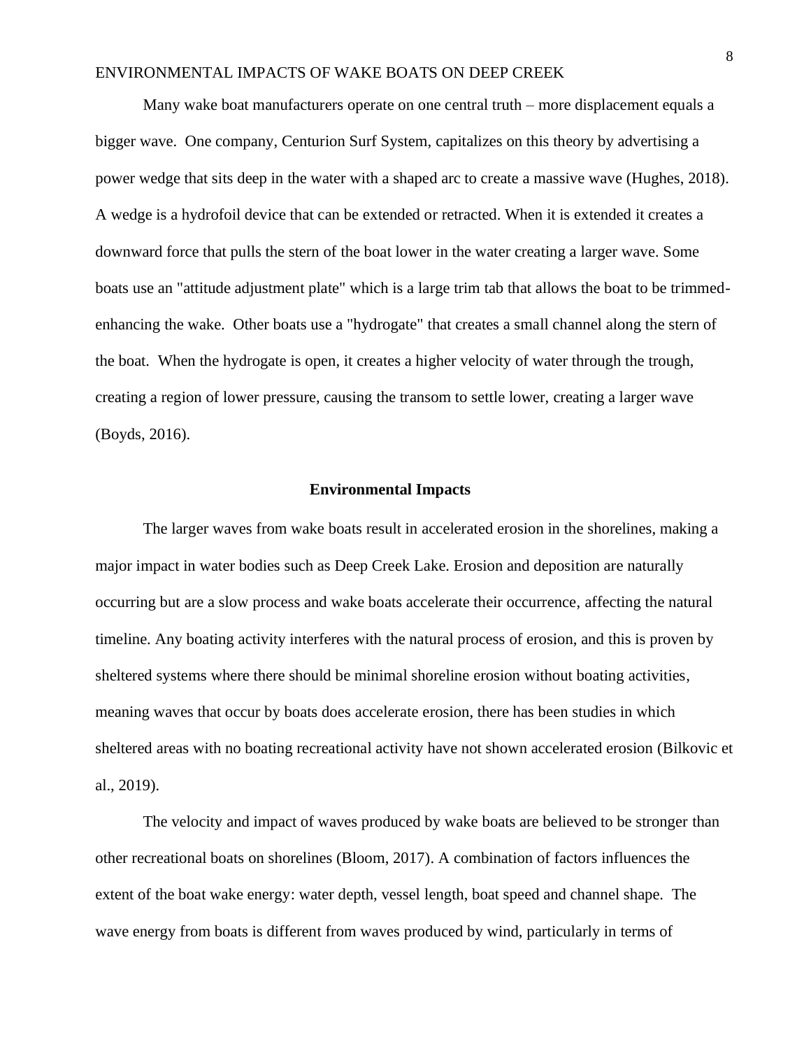Many wake boat manufacturers operate on one central truth – more displacement equals a bigger wave. One company, Centurion Surf System, capitalizes on this theory by advertising a power wedge that sits deep in the water with a shaped arc to create a massive wave (Hughes, 2018). A wedge is a hydrofoil device that can be extended or retracted. When it is extended it creates a downward force that pulls the stern of the boat lower in the water creating a larger wave. Some boats use an "attitude adjustment plate" which is a large trim tab that allows the boat to be trimmed-enhancing the wake. Other boats use a "hydrogate" that creates a small channel along the stern of the boat. When the hydrogate is open, it creates a higher velocity of water through the trough, creating a region of lower pressure, causing the transom to settle lower, creating a larger wave (Boyds, 2016).

## Environmental Impacts

The larger waves from wake boats result in accelerated erosion in the shorelines, making a major impact in water bodies such as Deep Creek Lake. Erosion and deposition are naturally occurring but are a slow process and wake boats accelerate their occurrence, affecting the natural timeline. Any boating activity interferes with the natural process of erosion, and this is proven by sheltered systems where there should be minimal shoreline erosion without boating activities, meaning waves that occur by boats does accelerate erosion, there has been studies in which sheltered areas with no boating recreational activity have not shown accelerated erosion (Bilkovic et al., 2019).

The velocity and impact of waves produced by wake boats are believed to be stronger than other recreational boats on shorelines (Bloom, 2017). A combination of factors influences the extent of the boat wake energy: water depth, vessel length, boat speed and channel shape. The wave energy from boats is different from waves produced by wind, particularly in terms of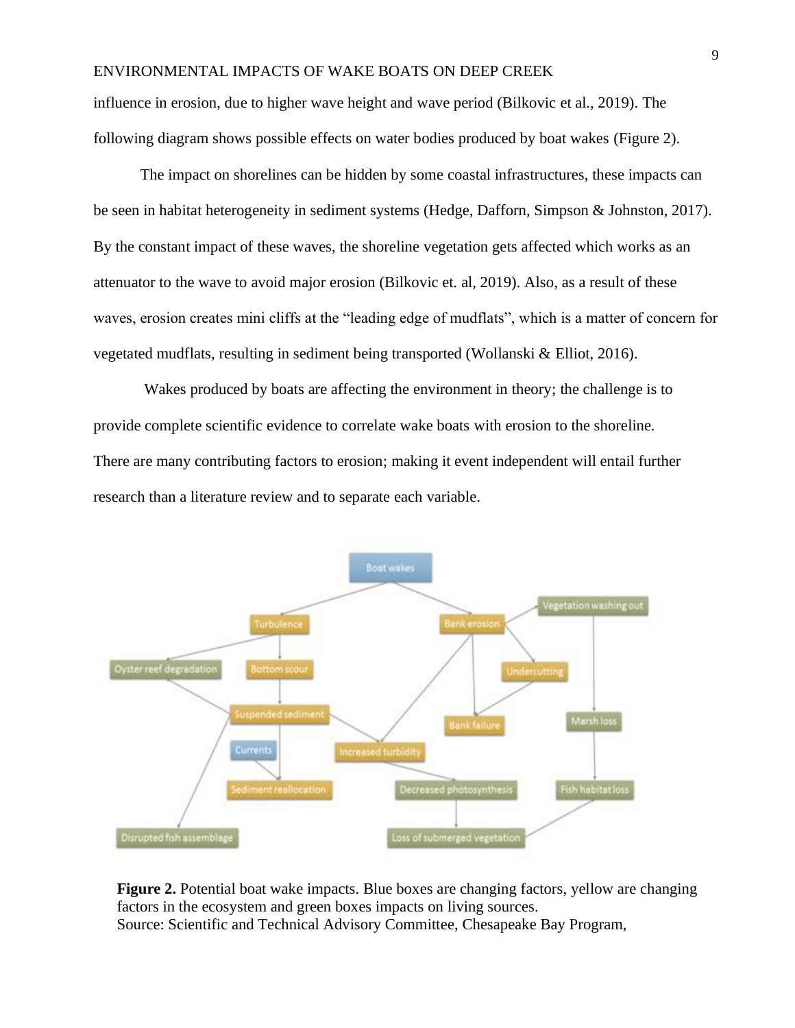influence in erosion, due to higher wave height and wave period (Bilkovic et al., 2019). The following diagram shows possible effects on water bodies produced by boat wakes (Figure 2).

The impact on shorelines can be hidden by some coastal infrastructures, these impacts can be seen in habitat heterogeneity in sediment systems (Hedge, Dafforn, Simpson & Johnston, 2017). By the constant impact of these waves, the shoreline vegetation gets affected which works as an attenuator to the wave to avoid major erosion (Bilkovic et. al, 2019). Also, as a result of these waves, erosion creates mini cliffs at the "leading edge of mudflats", which is a matter of concern for vegetated mudflats, resulting in sediment being transported (Wollanski & Elliot, 2016).

Wakes produced by boats are affecting the environment in theory; the challenge is to provide complete scientific evidence to correlate wake boats with erosion to the shoreline. There are many contributing factors to erosion; making it event independent will entail further research than a literature review and to separate each variable.

**Figure 2.** Potential boat wake impacts. Blue boxes are changing factors, yellow are changing factors in the ecosystem and green boxes impacts on living sources.
Source: Scientific and Technical Advisory Committee, Chesapeake Bay Program,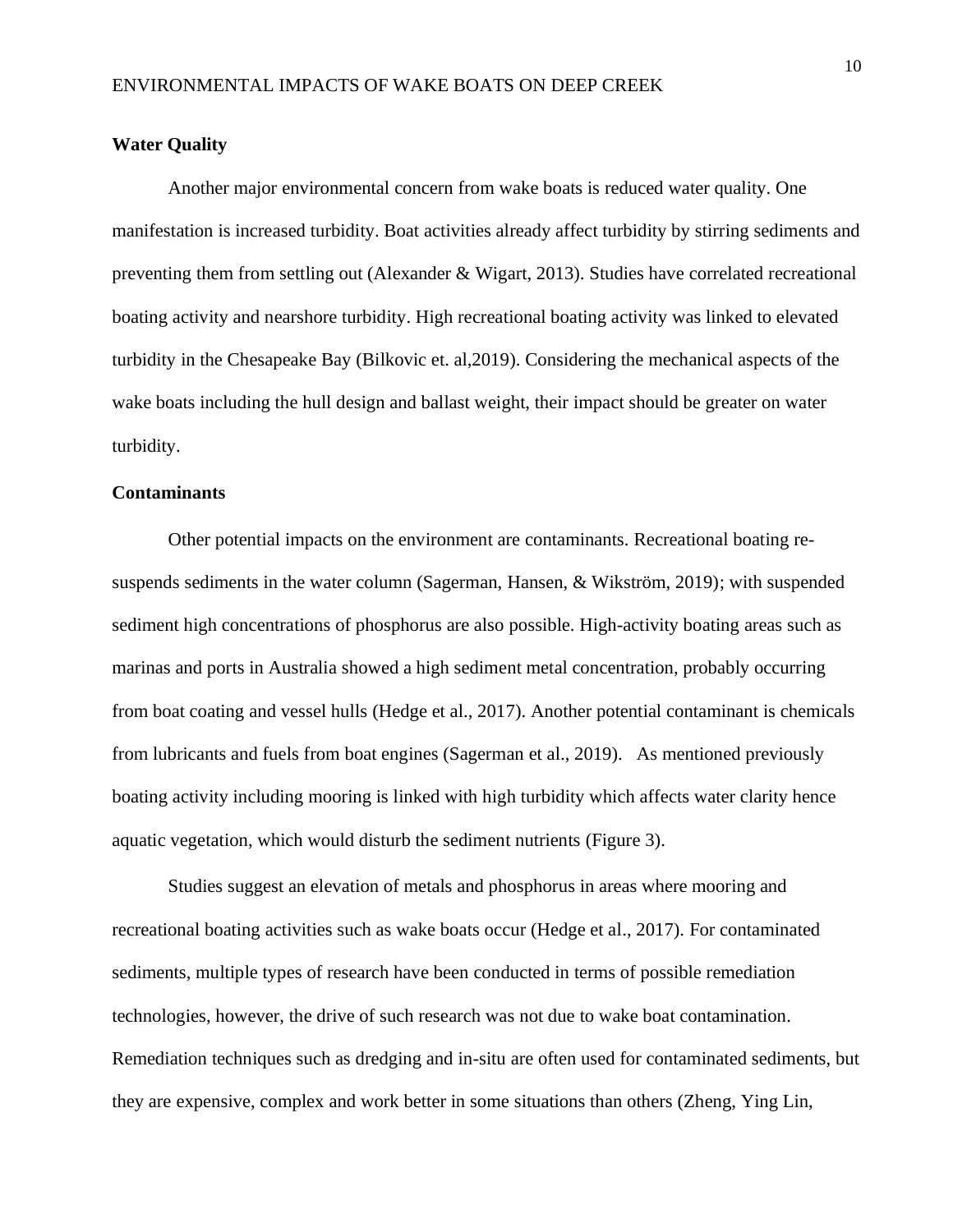**Water Quality**

Another major environmental concern from wake boats is reduced water quality. One manifestation is increased turbidity. Boat activities already affect turbidity by stirring sediments and preventing them from settling out (Alexander & Wigart, 2013). Studies have correlated recreational boating activity and nearshore turbidity. High recreational boating activity was linked to elevated turbidity in the Chesapeake Bay (Bilkovic et. al,2019). Considering the mechanical aspects of the wake boats including the hull design and ballast weight, their impact should be greater on water turbidity.

**Contaminants**

Other potential impacts on the environment are contaminants. Recreational boating re-suspends sediments in the water column (Sagerman, Hansen, & Wikström, 2019); with suspended sediment high concentrations of phosphorus are also possible. High-activity boating areas such as marinas and ports in Australia showed a high sediment metal concentration, probably occurring from boat coating and vessel hulls (Hedge et al., 2017). Another potential contaminant is chemicals from lubricants and fuels from boat engines (Sagerman et al., 2019). As mentioned previously boating activity including mooring is linked with high turbidity which affects water clarity hence aquatic vegetation, which would disturb the sediment nutrients (Figure 3).

Studies suggest an elevation of metals and phosphorus in areas where mooring and recreational boating activities such as wake boats occur (Hedge et al., 2017). For contaminated sediments, multiple types of research have been conducted in terms of possible remediation technologies, however, the drive of such research was not due to wake boat contamination. Remediation techniques such as dredging and in-situ are often used for contaminated sediments, but they are expensive, complex and work better in some situations than others (Zheng, Ying Lin,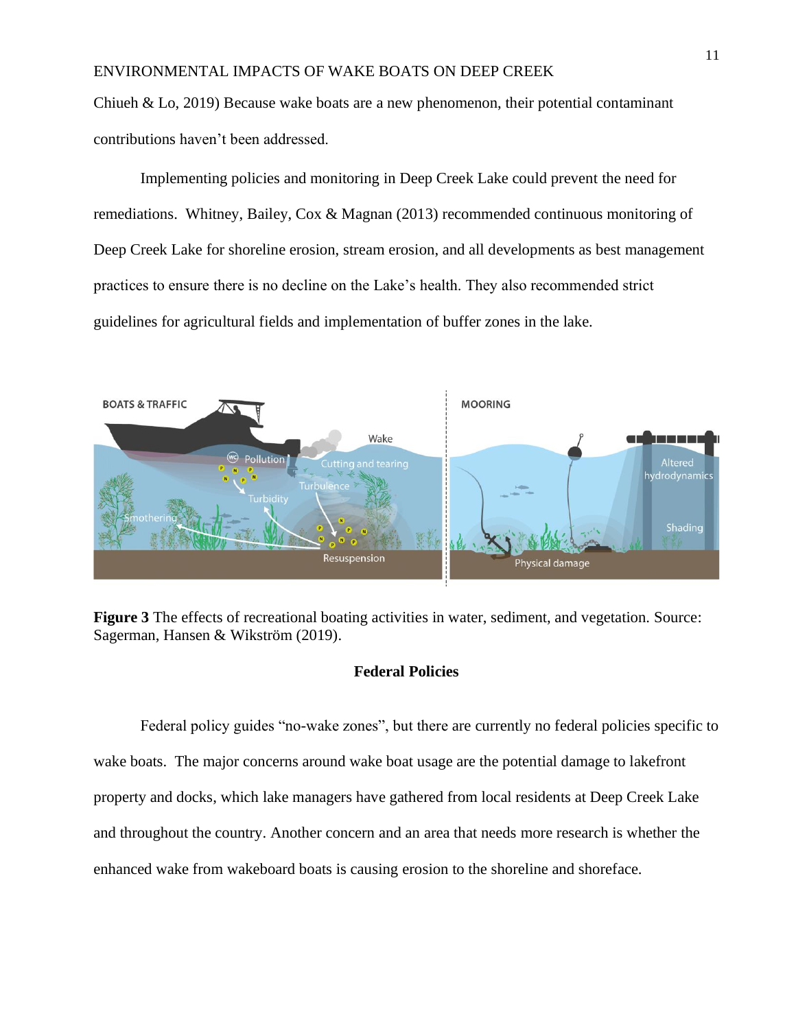Chiueh & Lo, 2019) Because wake boats are a new phenomenon, their potential contaminant contributions haven't been addressed.

Implementing policies and monitoring in Deep Creek Lake could prevent the need for remediations. Whitney, Bailey, Cox & Magnan (2013) recommended continuous monitoring of Deep Creek Lake for shoreline erosion, stream erosion, and all developments as best management practices to ensure there is no decline on the Lake's health. They also recommended strict guidelines for agricultural fields and implementation of buffer zones in the lake.

**Figure 3** The effects of recreational boating activities in water, sediment, and vegetation. Source: Sagerman, Hansen & Wikström (2019).

## Federal Policies

Federal policy guides "no-wake zones", but there are currently no federal policies specific to wake boats. The major concerns around wake boat usage are the potential damage to lakefront property and docks, which lake managers have gathered from local residents at Deep Creek Lake and throughout the country. Another concern and an area that needs more research is whether the enhanced wake from wakeboard boats is causing erosion to the shoreline and shoreface.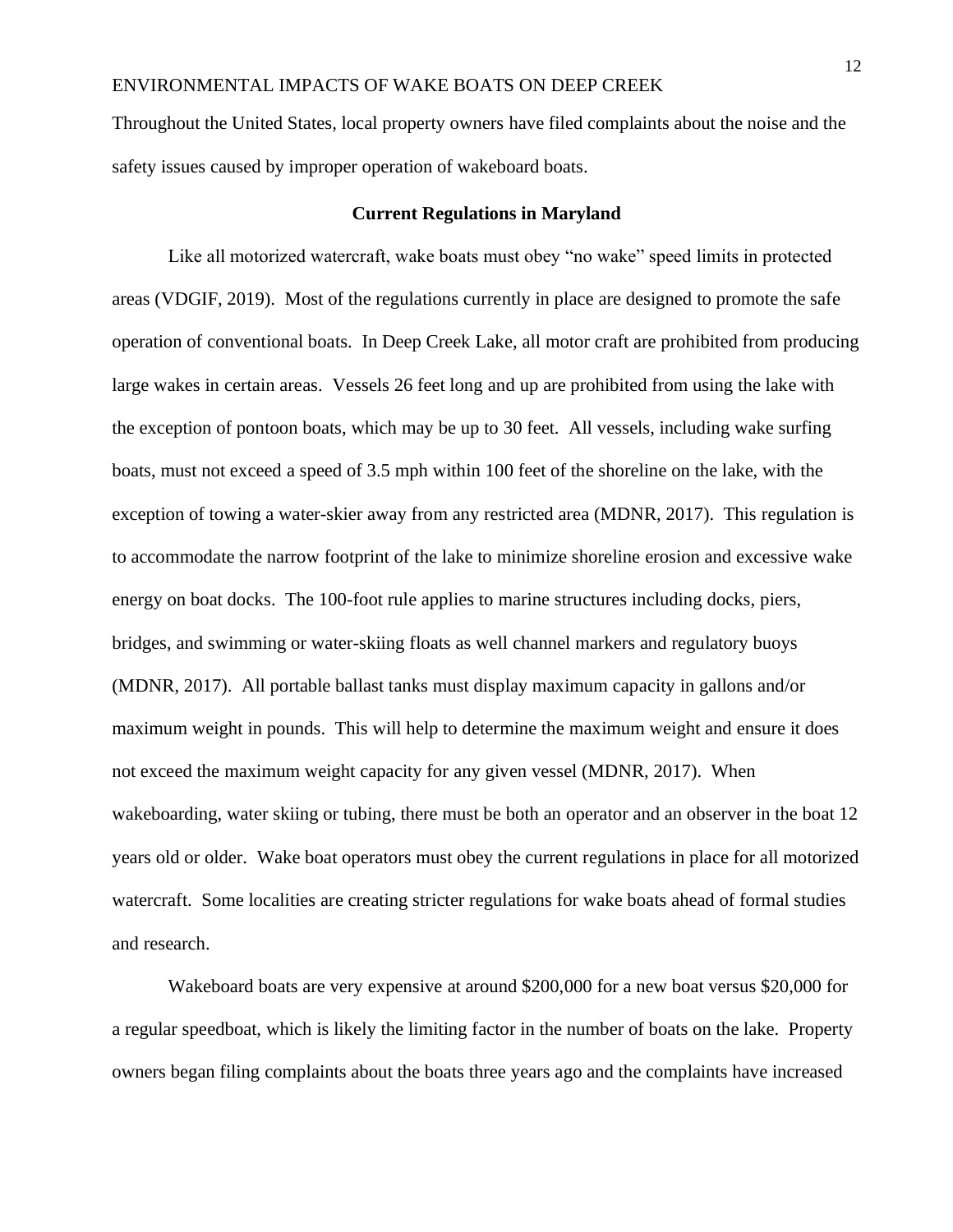Throughout the United States, local property owners have filed complaints about the noise and the safety issues caused by improper operation of wakeboard boats.

## Current Regulations in Maryland

Like all motorized watercraft, wake boats must obey "no wake" speed limits in protected areas (VDGIF, 2019). Most of the regulations currently in place are designed to promote the safe operation of conventional boats. In Deep Creek Lake, all motor craft are prohibited from producing large wakes in certain areas. Vessels 26 feet long and up are prohibited from using the lake with the exception of pontoon boats, which may be up to 30 feet. All vessels, including wake surfing boats, must not exceed a speed of 3.5 mph within 100 feet of the shoreline on the lake, with the exception of towing a water-skier away from any restricted area (MDNR, 2017). This regulation is to accommodate the narrow footprint of the lake to minimize shoreline erosion and excessive wake energy on boat docks. The 100-foot rule applies to marine structures including docks, piers, bridges, and swimming or water-skiing floats as well channel markers and regulatory buoys (MDNR, 2017). All portable ballast tanks must display maximum capacity in gallons and/or maximum weight in pounds. This will help to determine the maximum weight and ensure it does not exceed the maximum weight capacity for any given vessel (MDNR, 2017). When wakeboarding, water skiing or tubing, there must be both an operator and an observer in the boat 12 years old or older. Wake boat operators must obey the current regulations in place for all motorized watercraft. Some localities are creating stricter regulations for wake boats ahead of formal studies and research.

Wakeboard boats are very expensive at around $200,000 for a new boat versus $20,000 for a regular speedboat, which is likely the limiting factor in the number of boats on the lake. Property owners began filing complaints about the boats three years ago and the complaints have increased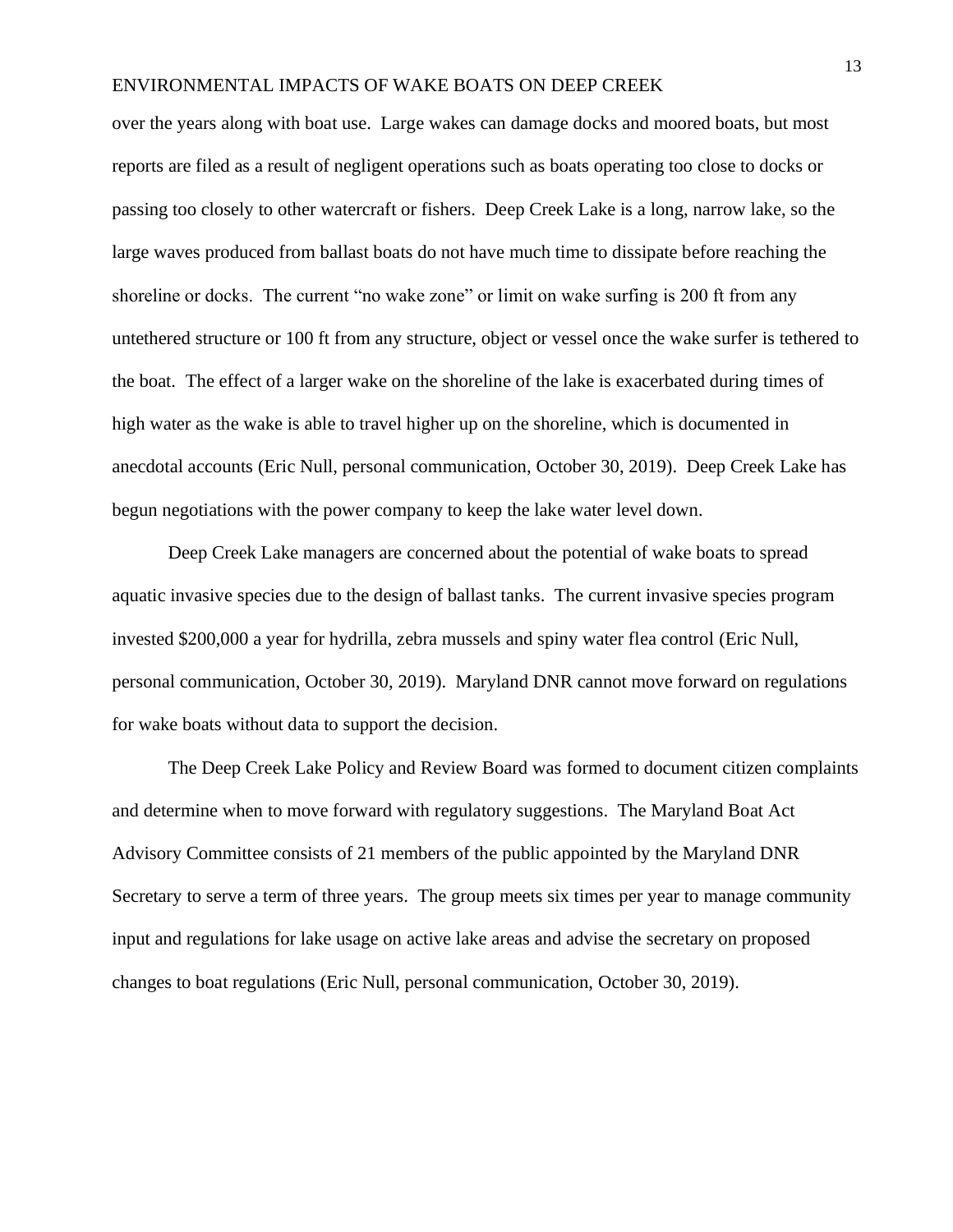over the years along with boat use. Large wakes can damage docks and moored boats, but most reports are filed as a result of negligent operations such as boats operating too close to docks or passing too closely to other watercraft or fishers. Deep Creek Lake is a long, narrow lake, so the large waves produced from ballast boats do not have much time to dissipate before reaching the shoreline or docks. The current "no wake zone" or limit on wake surfing is 200 ft from any untethered structure or 100 ft from any structure, object or vessel once the wake surfer is tethered to the boat. The effect of a larger wake on the shoreline of the lake is exacerbated during times of high water as the wake is able to travel higher up on the shoreline, which is documented in anecdotal accounts (Eric Null, personal communication, October 30, 2019). Deep Creek Lake has begun negotiations with the power company to keep the lake water level down.

Deep Creek Lake managers are concerned about the potential of wake boats to spread aquatic invasive species due to the design of ballast tanks. The current invasive species program invested $200,000 a year for hydrilla, zebra mussels and spiny water flea control (Eric Null, personal communication, October 30, 2019). Maryland DNR cannot move forward on regulations for wake boats without data to support the decision.

The Deep Creek Lake Policy and Review Board was formed to document citizen complaints and determine when to move forward with regulatory suggestions. The Maryland Boat Act Advisory Committee consists of 21 members of the public appointed by the Maryland DNR Secretary to serve a term of three years. The group meets six times per year to manage community input and regulations for lake usage on active lake areas and advise the secretary on proposed changes to boat regulations (Eric Null, personal communication, October 30, 2019).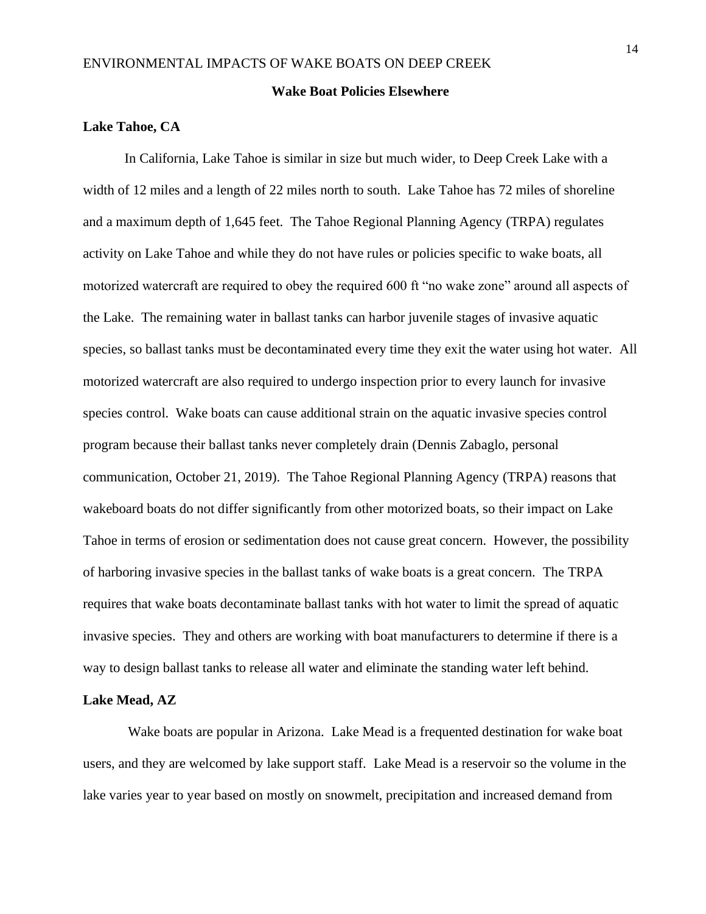## Wake Boat Policies Elsewhere

### Lake Tahoe, CA

In California, Lake Tahoe is similar in size but much wider, to Deep Creek Lake with a width of 12 miles and a length of 22 miles north to south. Lake Tahoe has 72 miles of shoreline and a maximum depth of 1,645 feet. The Tahoe Regional Planning Agency (TRPA) regulates activity on Lake Tahoe and while they do not have rules or policies specific to wake boats, all motorized watercraft are required to obey the required 600 ft "no wake zone" around all aspects of the Lake. The remaining water in ballast tanks can harbor juvenile stages of invasive aquatic species, so ballast tanks must be decontaminated every time they exit the water using hot water. All motorized watercraft are also required to undergo inspection prior to every launch for invasive species control. Wake boats can cause additional strain on the aquatic invasive species control program because their ballast tanks never completely drain (Dennis Zabaglo, personal communication, October 21, 2019). The Tahoe Regional Planning Agency (TRPA) reasons that wakeboard boats do not differ significantly from other motorized boats, so their impact on Lake Tahoe in terms of erosion or sedimentation does not cause great concern. However, the possibility of harboring invasive species in the ballast tanks of wake boats is a great concern. The TRPA requires that wake boats decontaminate ballast tanks with hot water to limit the spread of aquatic invasive species. They and others are working with boat manufacturers to determine if there is a way to design ballast tanks to release all water and eliminate the standing water left behind.

### Lake Mead, AZ

Wake boats are popular in Arizona. Lake Mead is a frequented destination for wake boat users, and they are welcomed by lake support staff. Lake Mead is a reservoir so the volume in the lake varies year to year based on mostly on snowmelt, precipitation and increased demand from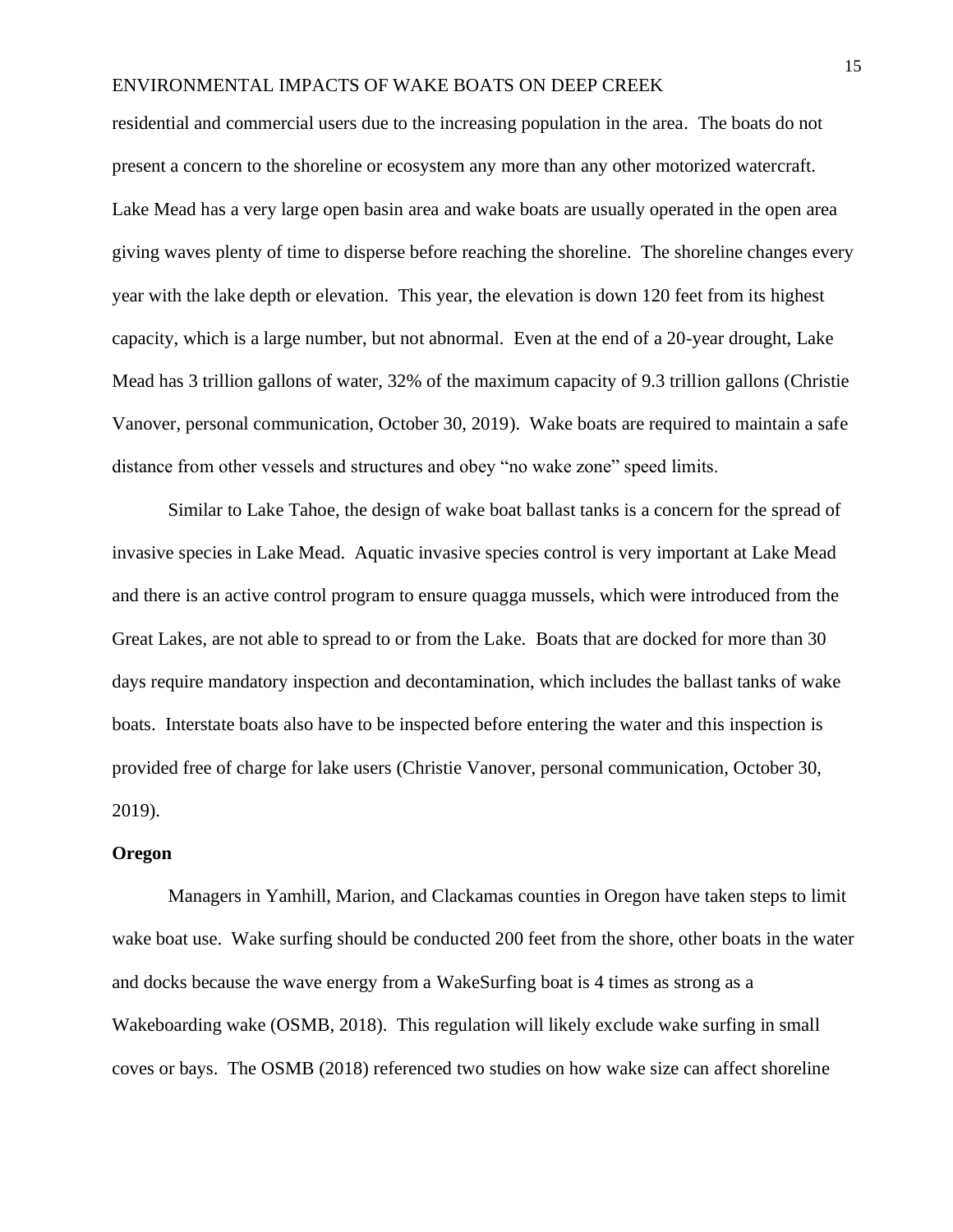residential and commercial users due to the increasing population in the area. The boats do not present a concern to the shoreline or ecosystem any more than any other motorized watercraft. Lake Mead has a very large open basin area and wake boats are usually operated in the open area giving waves plenty of time to disperse before reaching the shoreline. The shoreline changes every year with the lake depth or elevation. This year, the elevation is down 120 feet from its highest capacity, which is a large number, but not abnormal. Even at the end of a 20-year drought, Lake Mead has 3 trillion gallons of water, 32% of the maximum capacity of 9.3 trillion gallons (Christie Vanover, personal communication, October 30, 2019). Wake boats are required to maintain a safe distance from other vessels and structures and obey "no wake zone" speed limits.

Similar to Lake Tahoe, the design of wake boat ballast tanks is a concern for the spread of invasive species in Lake Mead. Aquatic invasive species control is very important at Lake Mead and there is an active control program to ensure quagga mussels, which were introduced from the Great Lakes, are not able to spread to or from the Lake. Boats that are docked for more than 30 days require mandatory inspection and decontamination, which includes the ballast tanks of wake boats. Interstate boats also have to be inspected before entering the water and this inspection is provided free of charge for lake users (Christie Vanover, personal communication, October 30, 2019).

**Oregon**

Managers in Yamhill, Marion, and Clackamas counties in Oregon have taken steps to limit wake boat use. Wake surfing should be conducted 200 feet from the shore, other boats in the water and docks because the wave energy from a WakeSurfing boat is 4 times as strong as a Wakeboarding wake (OSMB, 2018). This regulation will likely exclude wake surfing in small coves or bays. The OSMB (2018) referenced two studies on how wake size can affect shoreline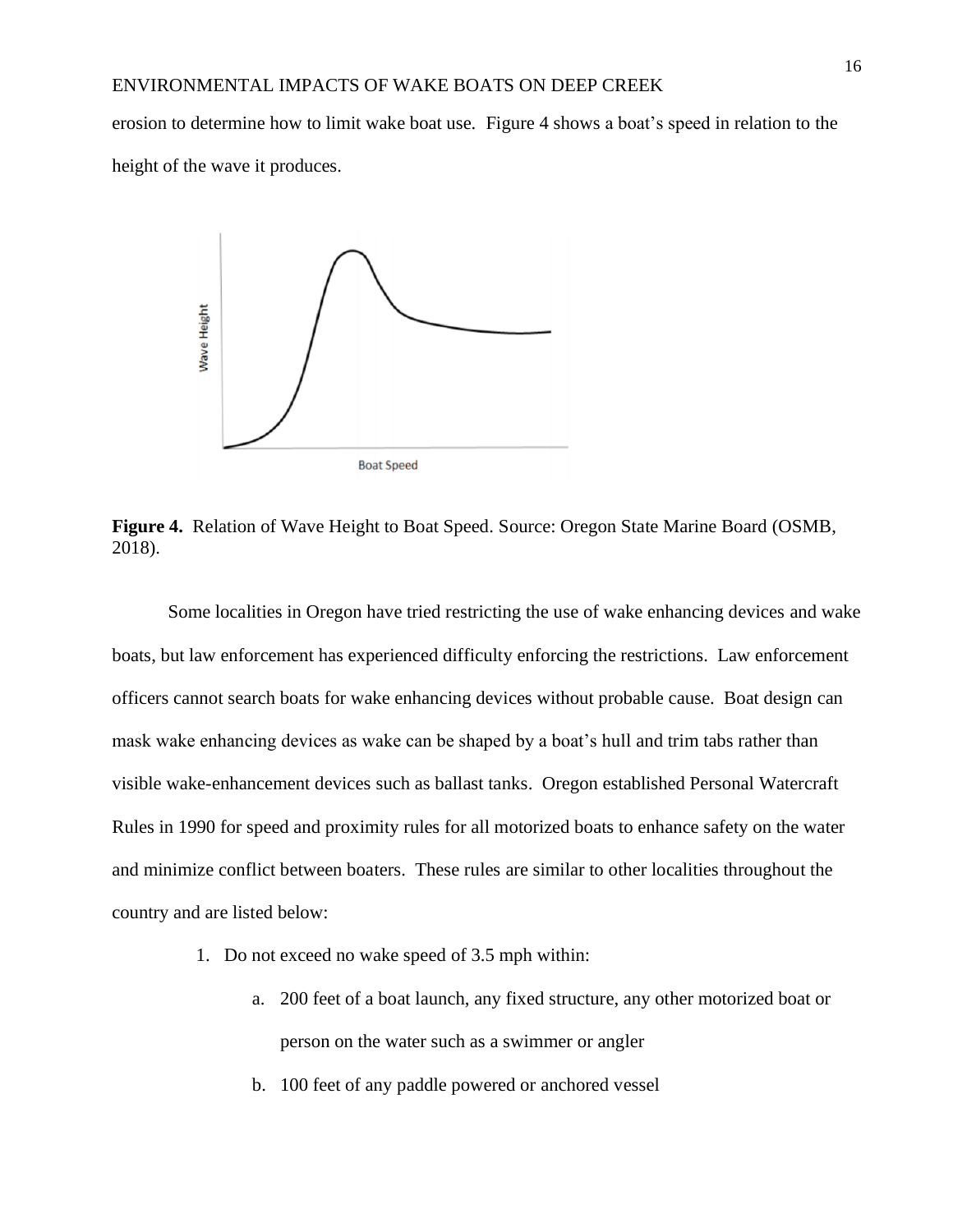erosion to determine how to limit wake boat use. Figure 4 shows a boat's speed in relation to the height of the wave it produces.

**Figure 4.** Relation of Wave Height to Boat Speed. Source: Oregon State Marine Board (OSMB, 2018).

Some localities in Oregon have tried restricting the use of wake enhancing devices and wake boats, but law enforcement has experienced difficulty enforcing the restrictions. Law enforcement officers cannot search boats for wake enhancing devices without probable cause. Boat design can mask wake enhancing devices as wake can be shaped by a boat's hull and trim tabs rather than visible wake-enhancement devices such as ballast tanks. Oregon established Personal Watercraft Rules in 1990 for speed and proximity rules for all motorized boats to enhance safety on the water and minimize conflict between boaters. These rules are similar to other localities throughout the country and are listed below:

1. Do not exceed no wake speed of 3.5 mph within:
    a. 200 feet of a boat launch, any fixed structure, any other motorized boat or person on the water such as a swimmer or angler
    b. 100 feet of any paddle powered or anchored vessel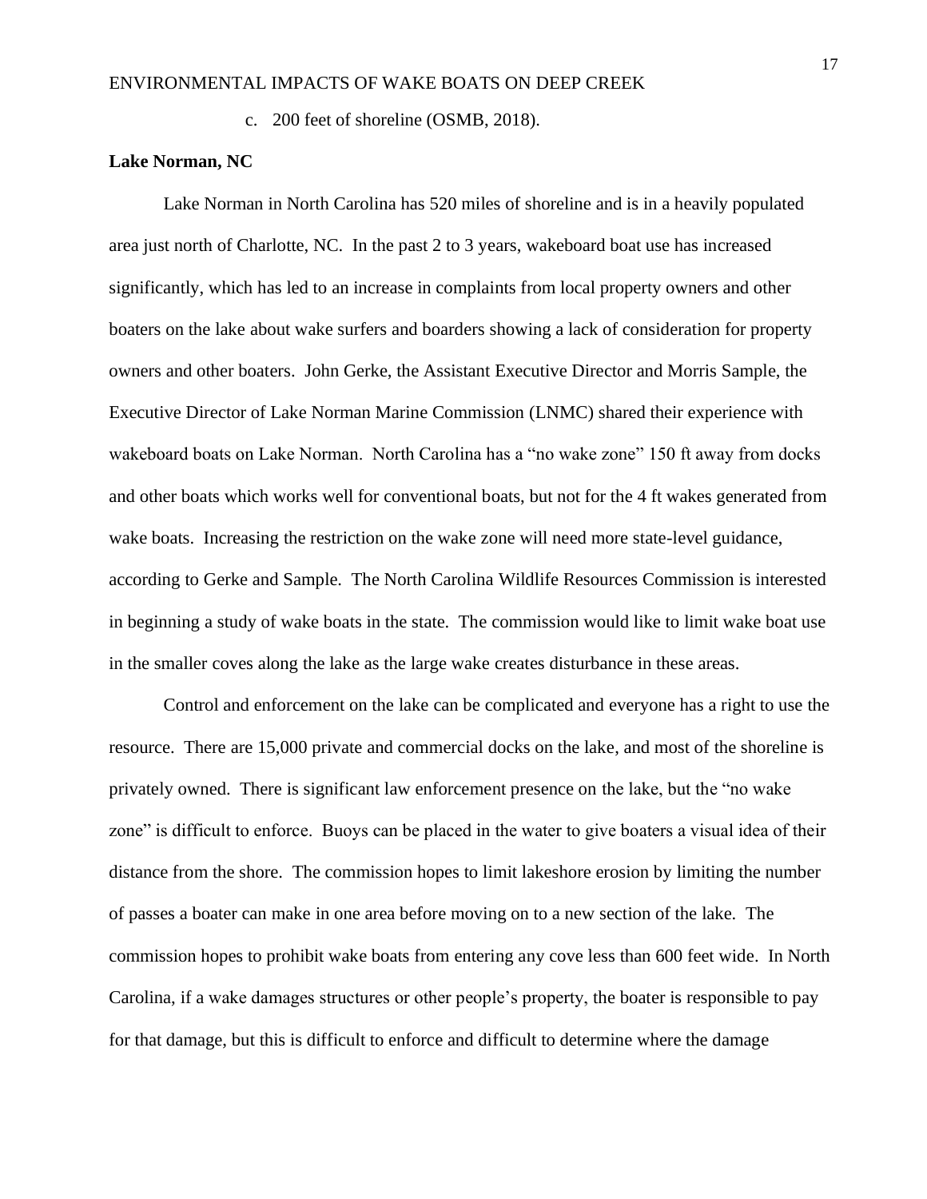c. 200 feet of shoreline (OSMB, 2018).

**Lake Norman, NC**

Lake Norman in North Carolina has 520 miles of shoreline and is in a heavily populated area just north of Charlotte, NC. In the past 2 to 3 years, wakeboard boat use has increased significantly, which has led to an increase in complaints from local property owners and other boaters on the lake about wake surfers and boarders showing a lack of consideration for property owners and other boaters. John Gerke, the Assistant Executive Director and Morris Sample, the Executive Director of Lake Norman Marine Commission (LNMC) shared their experience with wakeboard boats on Lake Norman. North Carolina has a "no wake zone" 150 ft away from docks and other boats which works well for conventional boats, but not for the 4 ft wakes generated from wake boats. Increasing the restriction on the wake zone will need more state-level guidance, according to Gerke and Sample. The North Carolina Wildlife Resources Commission is interested in beginning a study of wake boats in the state. The commission would like to limit wake boat use in the smaller coves along the lake as the large wake creates disturbance in these areas.

Control and enforcement on the lake can be complicated and everyone has a right to use the resource. There are 15,000 private and commercial docks on the lake, and most of the shoreline is privately owned. There is significant law enforcement presence on the lake, but the "no wake zone" is difficult to enforce. Buoys can be placed in the water to give boaters a visual idea of their distance from the shore. The commission hopes to limit lakeshore erosion by limiting the number of passes a boater can make in one area before moving on to a new section of the lake. The commission hopes to prohibit wake boats from entering any cove less than 600 feet wide. In North Carolina, if a wake damages structures or other people's property, the boater is responsible to pay for that damage, but this is difficult to enforce and difficult to determine where the damage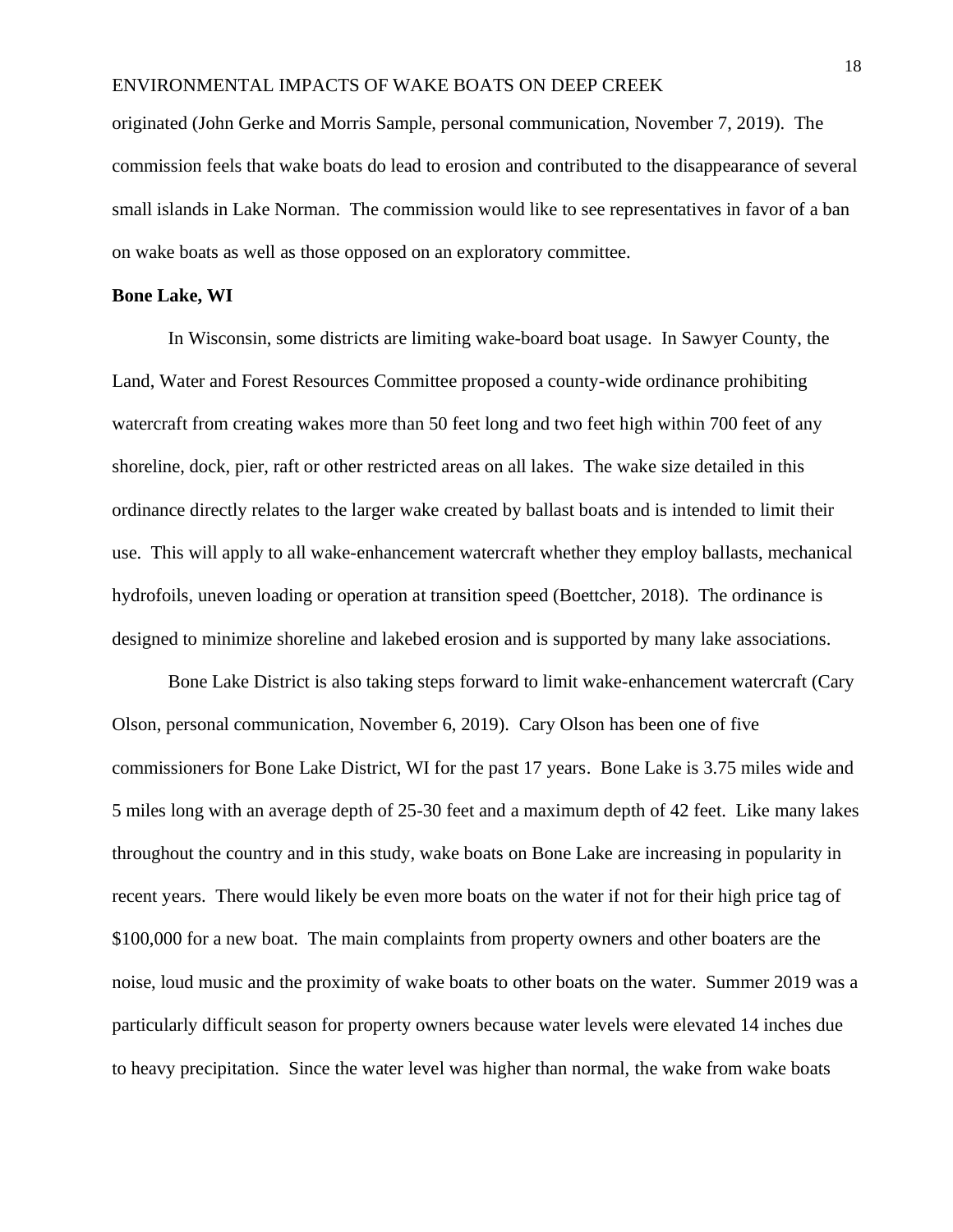originated (John Gerke and Morris Sample, personal communication, November 7, 2019). The commission feels that wake boats do lead to erosion and contributed to the disappearance of several small islands in Lake Norman. The commission would like to see representatives in favor of a ban on wake boats as well as those opposed on an exploratory committee.

**Bone Lake, WI**

In Wisconsin, some districts are limiting wake-board boat usage. In Sawyer County, the Land, Water and Forest Resources Committee proposed a county-wide ordinance prohibiting watercraft from creating wakes more than 50 feet long and two feet high within 700 feet of any shoreline, dock, pier, raft or other restricted areas on all lakes. The wake size detailed in this ordinance directly relates to the larger wake created by ballast boats and is intended to limit their use. This will apply to all wake-enhancement watercraft whether they employ ballasts, mechanical hydrofoils, uneven loading or operation at transition speed (Boettcher, 2018). The ordinance is designed to minimize shoreline and lakebed erosion and is supported by many lake associations.

Bone Lake District is also taking steps forward to limit wake-enhancement watercraft (Cary Olson, personal communication, November 6, 2019). Cary Olson has been one of five commissioners for Bone Lake District, WI for the past 17 years. Bone Lake is 3.75 miles wide and 5 miles long with an average depth of 25-30 feet and a maximum depth of 42 feet. Like many lakes throughout the country and in this study, wake boats on Bone Lake are increasing in popularity in recent years. There would likely be even more boats on the water if not for their high price tag of $100,000 for a new boat. The main complaints from property owners and other boaters are the noise, loud music and the proximity of wake boats to other boats on the water. Summer 2019 was a particularly difficult season for property owners because water levels were elevated 14 inches due to heavy precipitation. Since the water level was higher than normal, the wake from wake boats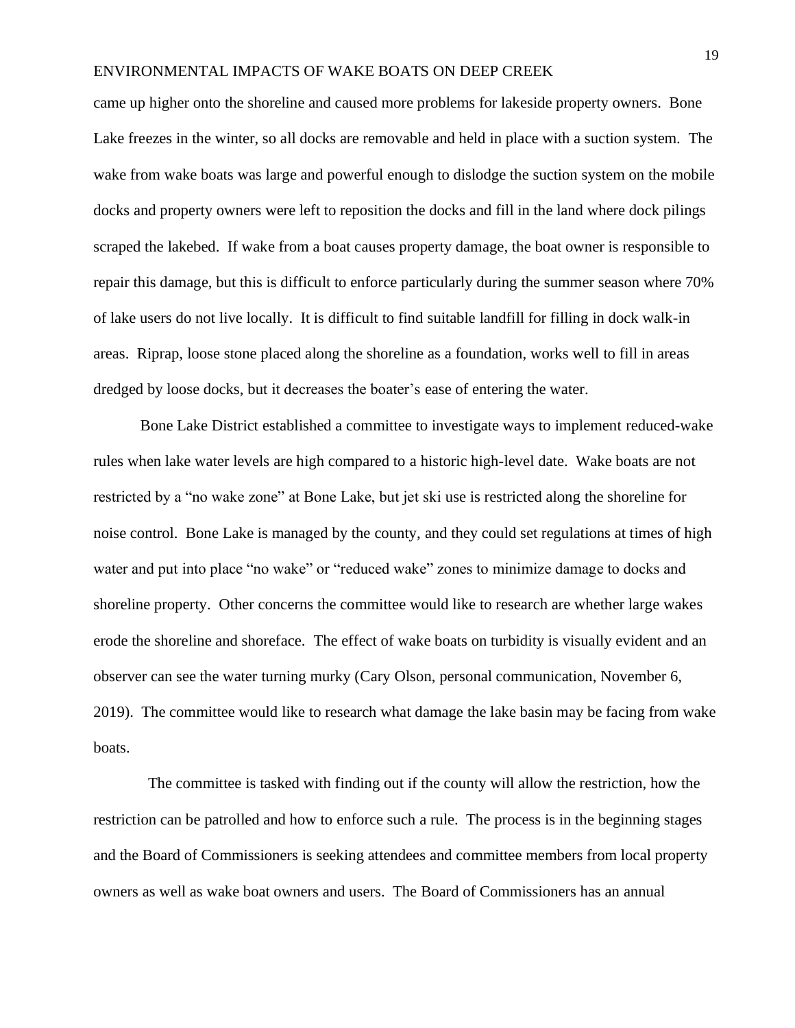came up higher onto the shoreline and caused more problems for lakeside property owners. Bone Lake freezes in the winter, so all docks are removable and held in place with a suction system. The wake from wake boats was large and powerful enough to dislodge the suction system on the mobile docks and property owners were left to reposition the docks and fill in the land where dock pilings scraped the lakebed. If wake from a boat causes property damage, the boat owner is responsible to repair this damage, but this is difficult to enforce particularly during the summer season where 70% of lake users do not live locally. It is difficult to find suitable landfill for filling in dock walk-in areas. Riprap, loose stone placed along the shoreline as a foundation, works well to fill in areas dredged by loose docks, but it decreases the boater's ease of entering the water.

Bone Lake District established a committee to investigate ways to implement reduced-wake rules when lake water levels are high compared to a historic high-level date. Wake boats are not restricted by a "no wake zone" at Bone Lake, but jet ski use is restricted along the shoreline for noise control. Bone Lake is managed by the county, and they could set regulations at times of high water and put into place "no wake" or "reduced wake" zones to minimize damage to docks and shoreline property. Other concerns the committee would like to research are whether large wakes erode the shoreline and shoreface. The effect of wake boats on turbidity is visually evident and an observer can see the water turning murky (Cary Olson, personal communication, November 6, 2019). The committee would like to research what damage the lake basin may be facing from wake boats.

The committee is tasked with finding out if the county will allow the restriction, how the restriction can be patrolled and how to enforce such a rule. The process is in the beginning stages and the Board of Commissioners is seeking attendees and committee members from local property owners as well as wake boat owners and users. The Board of Commissioners has an annual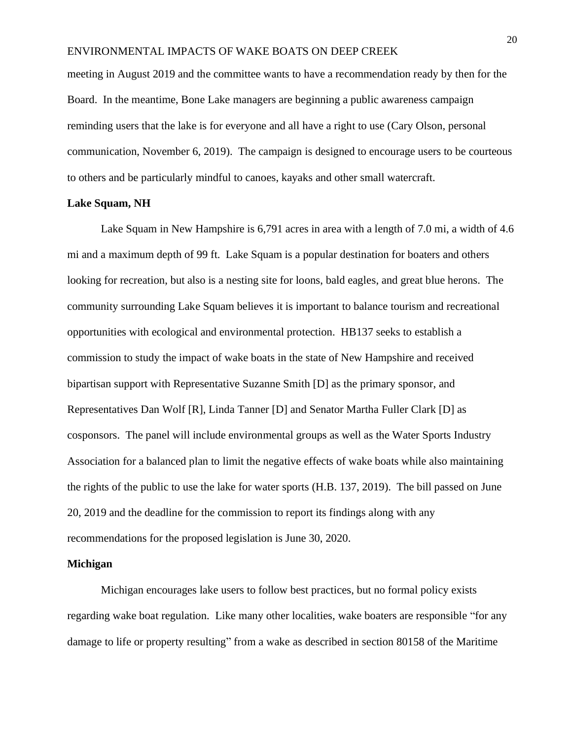meeting in August 2019 and the committee wants to have a recommendation ready by then for the Board. In the meantime, Bone Lake managers are beginning a public awareness campaign reminding users that the lake is for everyone and all have a right to use (Cary Olson, personal communication, November 6, 2019). The campaign is designed to encourage users to be courteous to others and be particularly mindful to canoes, kayaks and other small watercraft.

**Lake Squam, NH**

Lake Squam in New Hampshire is 6,791 acres in area with a length of 7.0 mi, a width of 4.6 mi and a maximum depth of 99 ft. Lake Squam is a popular destination for boaters and others looking for recreation, but also is a nesting site for loons, bald eagles, and great blue herons. The community surrounding Lake Squam believes it is important to balance tourism and recreational opportunities with ecological and environmental protection. HB137 seeks to establish a commission to study the impact of wake boats in the state of New Hampshire and received bipartisan support with Representative Suzanne Smith [D] as the primary sponsor, and Representatives Dan Wolf [R], Linda Tanner [D] and Senator Martha Fuller Clark [D] as cosponsors. The panel will include environmental groups as well as the Water Sports Industry Association for a balanced plan to limit the negative effects of wake boats while also maintaining the rights of the public to use the lake for water sports (H.B. 137, 2019). The bill passed on June 20, 2019 and the deadline for the commission to report its findings along with any recommendations for the proposed legislation is June 30, 2020.

**Michigan**

Michigan encourages lake users to follow best practices, but no formal policy exists regarding wake boat regulation. Like many other localities, wake boaters are responsible "for any damage to life or property resulting" from a wake as described in section 80158 of the Maritime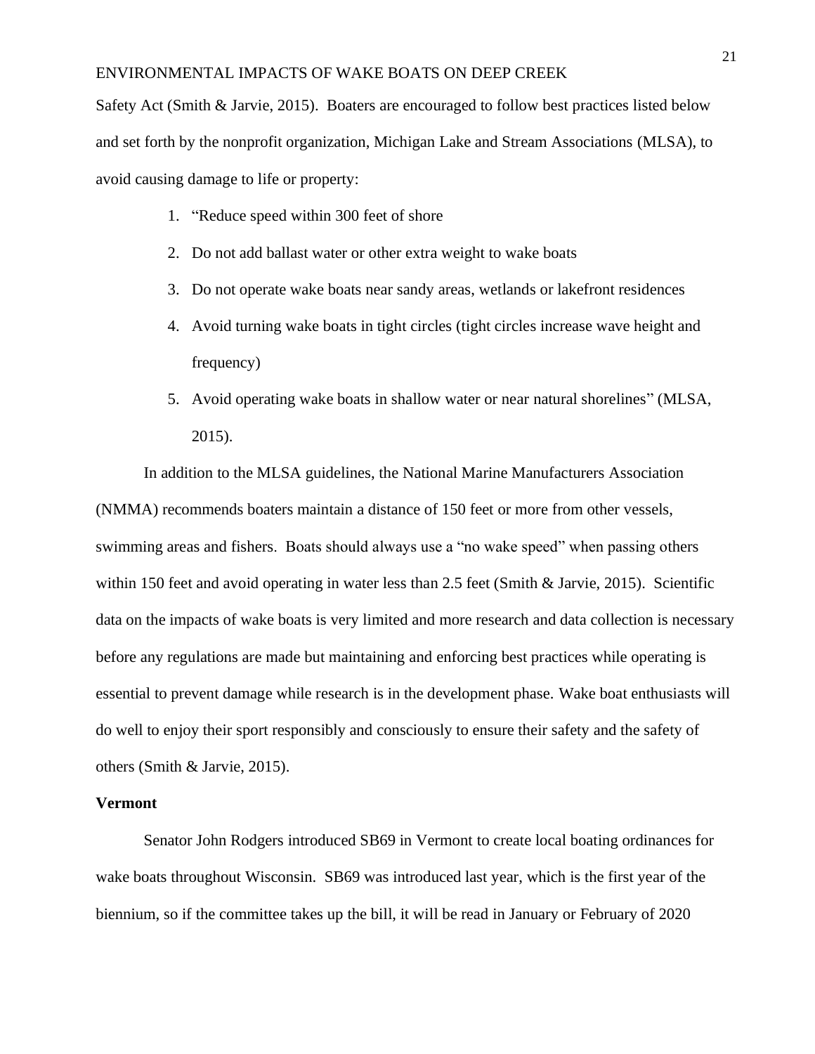Safety Act (Smith & Jarvie, 2015). Boaters are encouraged to follow best practices listed below and set forth by the nonprofit organization, Michigan Lake and Stream Associations (MLSA), to avoid causing damage to life or property:

1. "Reduce speed within 300 feet of shore
2. Do not add ballast water or other extra weight to wake boats
3. Do not operate wake boats near sandy areas, wetlands or lakefront residences
4. Avoid turning wake boats in tight circles (tight circles increase wave height and frequency)
5. Avoid operating wake boats in shallow water or near natural shorelines" (MLSA, 2015).

In addition to the MLSA guidelines, the National Marine Manufacturers Association (NMMA) recommends boaters maintain a distance of 150 feet or more from other vessels, swimming areas and fishers. Boats should always use a "no wake speed" when passing others within 150 feet and avoid operating in water less than 2.5 feet (Smith & Jarvie, 2015). Scientific data on the impacts of wake boats is very limited and more research and data collection is necessary before any regulations are made but maintaining and enforcing best practices while operating is essential to prevent damage while research is in the development phase. Wake boat enthusiasts will do well to enjoy their sport responsibly and consciously to ensure their safety and the safety of others (Smith & Jarvie, 2015).

**Vermont**

Senator John Rodgers introduced SB69 in Vermont to create local boating ordinances for wake boats throughout Wisconsin. SB69 was introduced last year, which is the first year of the biennium, so if the committee takes up the bill, it will be read in January or February of 2020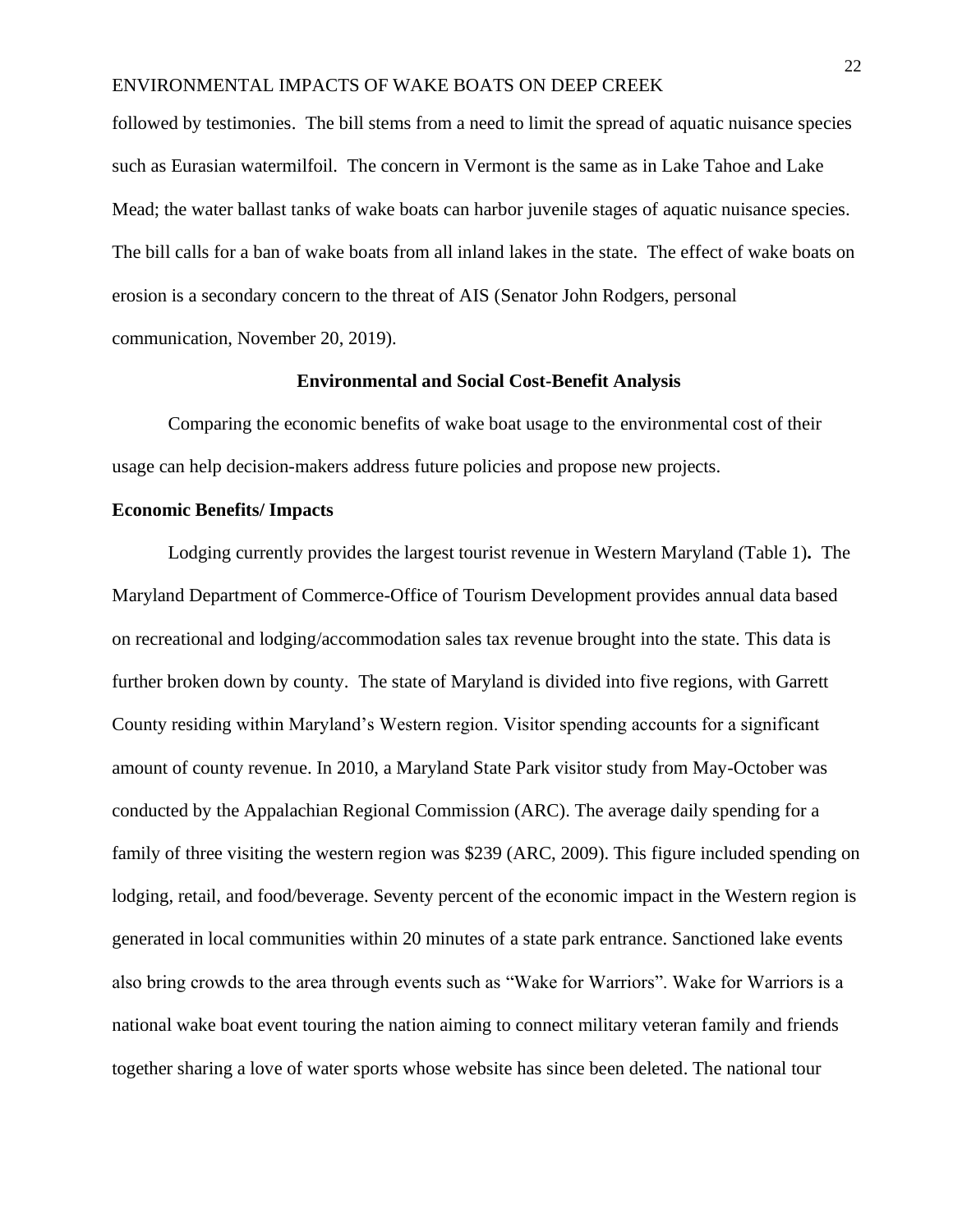followed by testimonies. The bill stems from a need to limit the spread of aquatic nuisance species such as Eurasian watermilfoil. The concern in Vermont is the same as in Lake Tahoe and Lake Mead; the water ballast tanks of wake boats can harbor juvenile stages of aquatic nuisance species. The bill calls for a ban of wake boats from all inland lakes in the state. The effect of wake boats on erosion is a secondary concern to the threat of AIS (Senator John Rodgers, personal communication, November 20, 2019).

## Environmental and Social Cost-Benefit Analysis

Comparing the economic benefits of wake boat usage to the environmental cost of their usage can help decision-makers address future policies and propose new projects.

### Economic Benefits/ Impacts

Lodging currently provides the largest tourist revenue in Western Maryland (Table 1**).** The Maryland Department of Commerce-Office of Tourism Development provides annual data based on recreational and lodging/accommodation sales tax revenue brought into the state. This data is further broken down by county. The state of Maryland is divided into five regions, with Garrett County residing within Maryland's Western region. Visitor spending accounts for a significant amount of county revenue. In 2010, a Maryland State Park visitor study from May-October was conducted by the Appalachian Regional Commission (ARC). The average daily spending for a family of three visiting the western region was $239 (ARC, 2009). This figure included spending on lodging, retail, and food/beverage. Seventy percent of the economic impact in the Western region is generated in local communities within 20 minutes of a state park entrance. Sanctioned lake events also bring crowds to the area through events such as "Wake for Warriors". Wake for Warriors is a national wake boat event touring the nation aiming to connect military veteran family and friends together sharing a love of water sports whose website has since been deleted. The national tour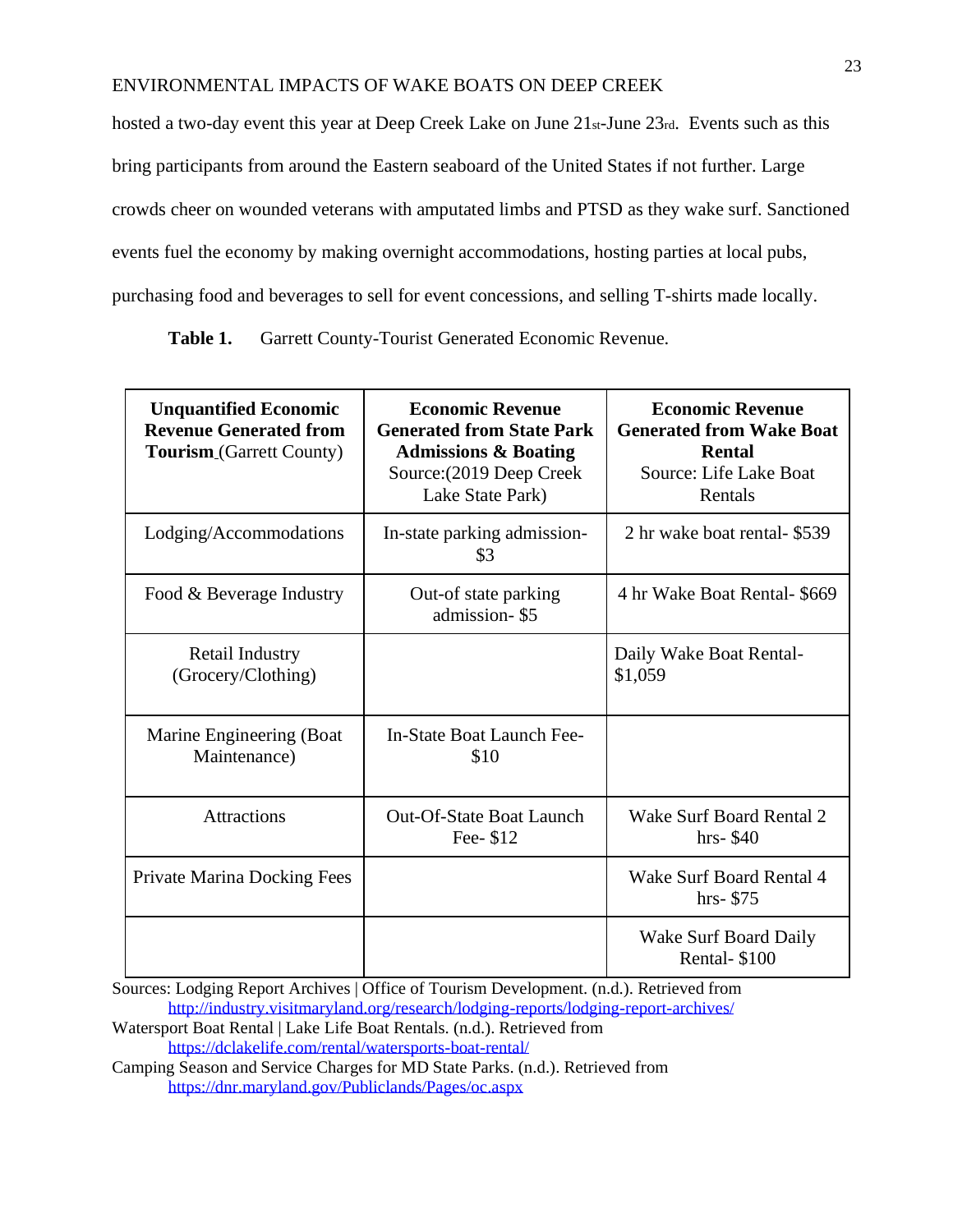hosted a two-day event this year at Deep Creek Lake on June 21st-June 23rd. Events such as this bring participants from around the Eastern seaboard of the United States if not further. Large crowds cheer on wounded veterans with amputated limbs and PTSD as they wake surf. Sanctioned events fuel the economy by making overnight accommodations, hosting parties at local pubs, purchasing food and beverages to sell for event concessions, and selling T-shirts made locally.

**Table 1.** Garrett County-Tourist Generated Economic Revenue.

| **Unquantified Economic Revenue Generated from Tourism** (Garrett County) | **Economic Revenue Generated from State Park Admissions & Boating** Source:(2019 Deep Creek Lake State Park) | **Economic Revenue Generated from Wake Boat Rental** Source: Life Lake Boat Rentals |
|---|---|---|
| Lodging/Accommodations | In-state parking admission- $3 | 2 hr wake boat rental- $539 |
| Food & Beverage Industry | Out-of state parking admission- $5 | 4 hr Wake Boat Rental- $669 |
| Retail Industry (Grocery/Clothing) | | Daily Wake Boat Rental- $1,059 |
| Marine Engineering (Boat Maintenance) | In-State Boat Launch Fee- $10 | |
| Attractions | Out-Of-State Boat Launch Fee- $12 | Wake Surf Board Rental 2 hrs- $40 |
| Private Marina Docking Fees | | Wake Surf Board Rental 4 hrs- $75 |
| | | Wake Surf Board Daily Rental- $100 |

Sources: Lodging Report Archives | Office of Tourism Development. (n.d.). Retrieved from http://industry.visitmaryland.org/research/lodging-reports/lodging-report-archives/

Watersport Boat Rental | Lake Life Boat Rentals. (n.d.). Retrieved from https://dclakelife.com/rental/watersports-boat-rental/

Camping Season and Service Charges for MD State Parks. (n.d.). Retrieved from https://dnr.maryland.gov/Publiclands/Pages/oc.aspx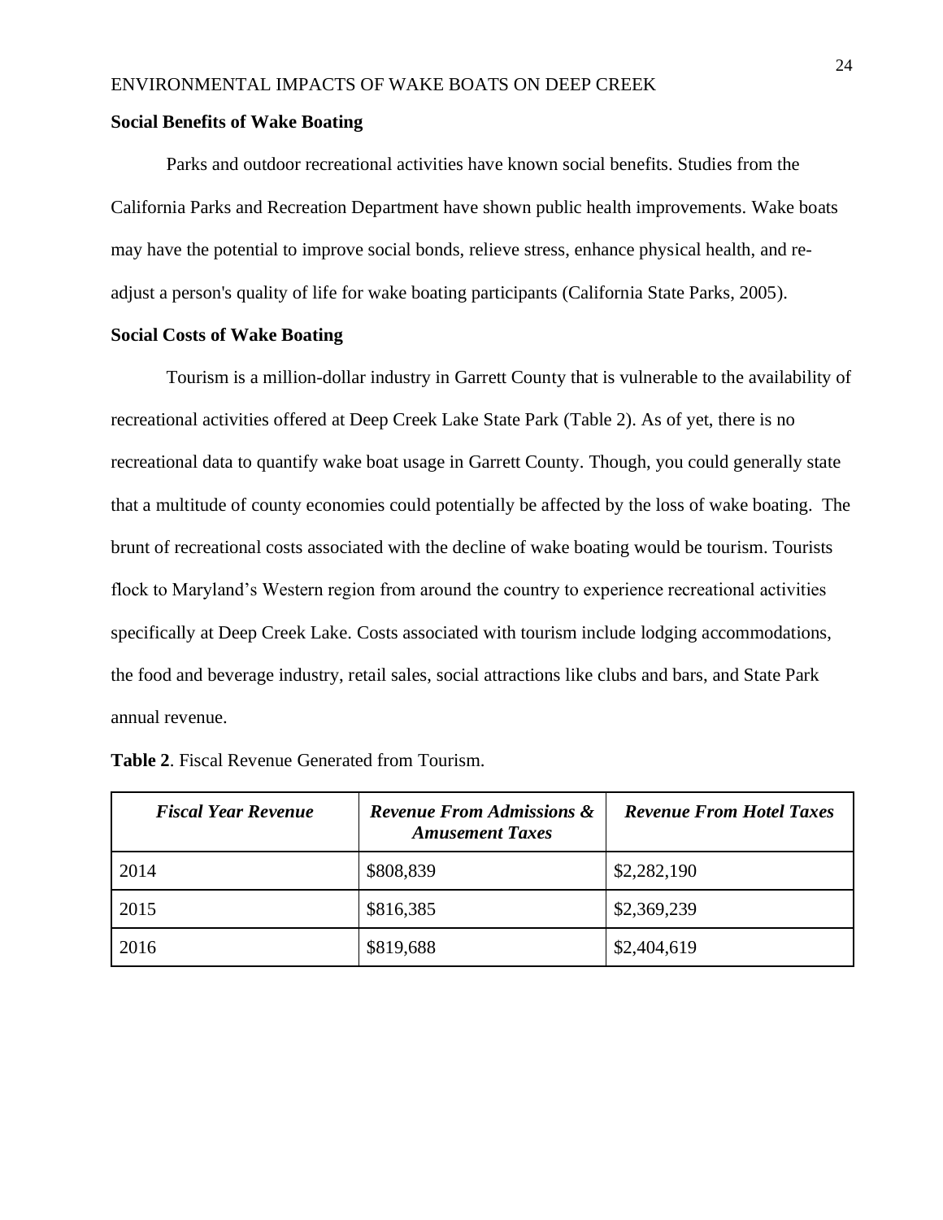**Social Benefits of Wake Boating**

Parks and outdoor recreational activities have known social benefits. Studies from the California Parks and Recreation Department have shown public health improvements. Wake boats may have the potential to improve social bonds, relieve stress, enhance physical health, and re-adjust a person's quality of life for wake boating participants (California State Parks, 2005).

**Social Costs of Wake Boating**

Tourism is a million-dollar industry in Garrett County that is vulnerable to the availability of recreational activities offered at Deep Creek Lake State Park (Table 2). As of yet, there is no recreational data to quantify wake boat usage in Garrett County. Though, you could generally state that a multitude of county economies could potentially be affected by the loss of wake boating. The brunt of recreational costs associated with the decline of wake boating would be tourism. Tourists flock to Maryland's Western region from around the country to experience recreational activities specifically at Deep Creek Lake. Costs associated with tourism include lodging accommodations, the food and beverage industry, retail sales, social attractions like clubs and bars, and State Park annual revenue.

**Table 2**. Fiscal Revenue Generated from Tourism.

| ***Fiscal Year Revenue*** | ***Revenue From Admissions & Amusement Taxes*** | ***Revenue From Hotel Taxes*** |
|---|---|---|
| 2014 | $808,839 | $2,282,190 |
| 2015 | $816,385 | $2,369,239 |
| 2016 | $819,688 | $2,404,619 |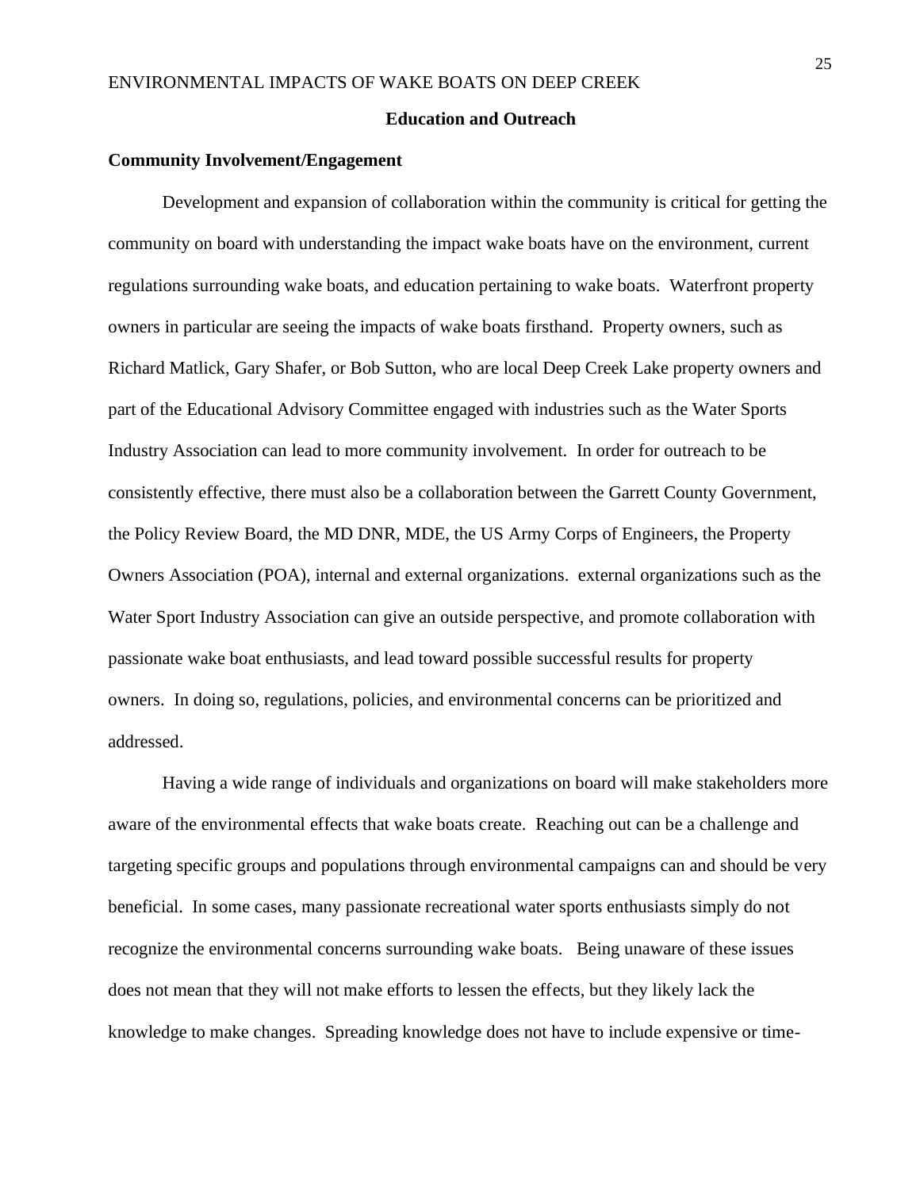## Education and Outreach

### Community Involvement/Engagement

Development and expansion of collaboration within the community is critical for getting the community on board with understanding the impact wake boats have on the environment, current regulations surrounding wake boats, and education pertaining to wake boats. Waterfront property owners in particular are seeing the impacts of wake boats firsthand. Property owners, such as Richard Matlick, Gary Shafer, or Bob Sutton, who are local Deep Creek Lake property owners and part of the Educational Advisory Committee engaged with industries such as the Water Sports Industry Association can lead to more community involvement. In order for outreach to be consistently effective, there must also be a collaboration between the Garrett County Government, the Policy Review Board, the MD DNR, MDE, the US Army Corps of Engineers, the Property Owners Association (POA), internal and external organizations. external organizations such as the Water Sport Industry Association can give an outside perspective, and promote collaboration with passionate wake boat enthusiasts, and lead toward possible successful results for property owners. In doing so, regulations, policies, and environmental concerns can be prioritized and addressed.

Having a wide range of individuals and organizations on board will make stakeholders more aware of the environmental effects that wake boats create. Reaching out can be a challenge and targeting specific groups and populations through environmental campaigns can and should be very beneficial. In some cases, many passionate recreational water sports enthusiasts simply do not recognize the environmental concerns surrounding wake boats. Being unaware of these issues does not mean that they will not make efforts to lessen the effects, but they likely lack the knowledge to make changes. Spreading knowledge does not have to include expensive or time-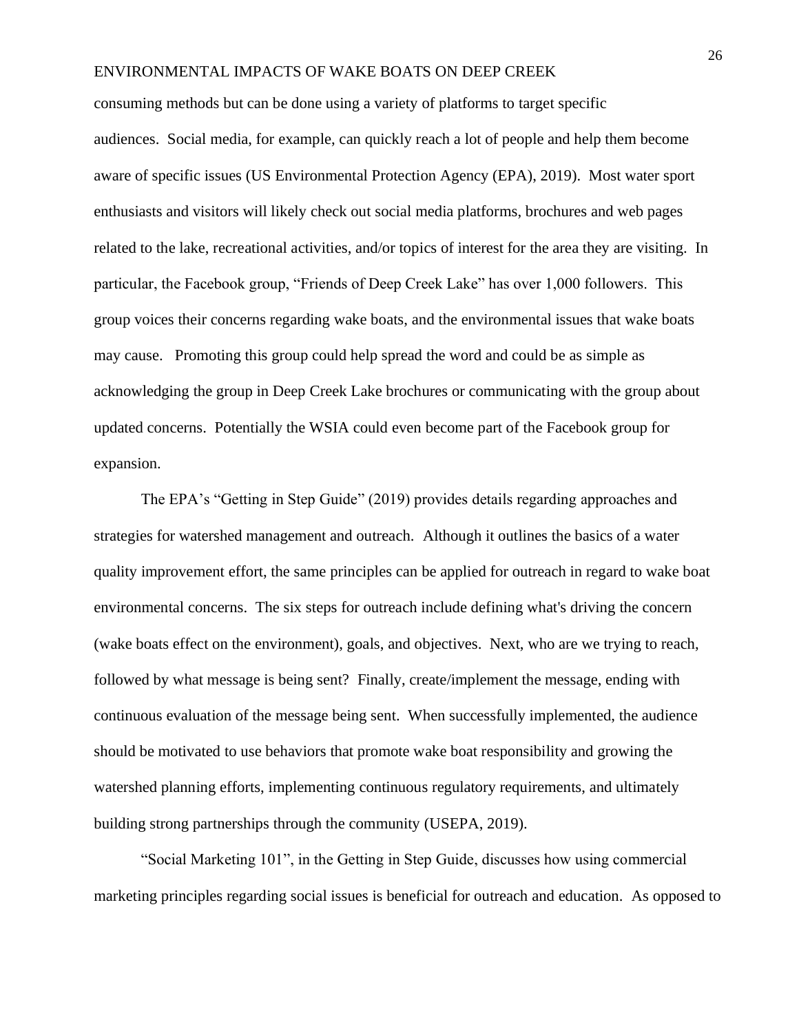consuming methods but can be done using a variety of platforms to target specific audiences. Social media, for example, can quickly reach a lot of people and help them become aware of specific issues (US Environmental Protection Agency (EPA), 2019). Most water sport enthusiasts and visitors will likely check out social media platforms, brochures and web pages related to the lake, recreational activities, and/or topics of interest for the area they are visiting. In particular, the Facebook group, "Friends of Deep Creek Lake" has over 1,000 followers. This group voices their concerns regarding wake boats, and the environmental issues that wake boats may cause. Promoting this group could help spread the word and could be as simple as acknowledging the group in Deep Creek Lake brochures or communicating with the group about updated concerns. Potentially the WSIA could even become part of the Facebook group for expansion.

The EPA's "Getting in Step Guide" (2019) provides details regarding approaches and strategies for watershed management and outreach. Although it outlines the basics of a water quality improvement effort, the same principles can be applied for outreach in regard to wake boat environmental concerns. The six steps for outreach include defining what's driving the concern (wake boats effect on the environment), goals, and objectives. Next, who are we trying to reach, followed by what message is being sent? Finally, create/implement the message, ending with continuous evaluation of the message being sent. When successfully implemented, the audience should be motivated to use behaviors that promote wake boat responsibility and growing the watershed planning efforts, implementing continuous regulatory requirements, and ultimately building strong partnerships through the community (USEPA, 2019).

"Social Marketing 101", in the Getting in Step Guide, discusses how using commercial marketing principles regarding social issues is beneficial for outreach and education. As opposed to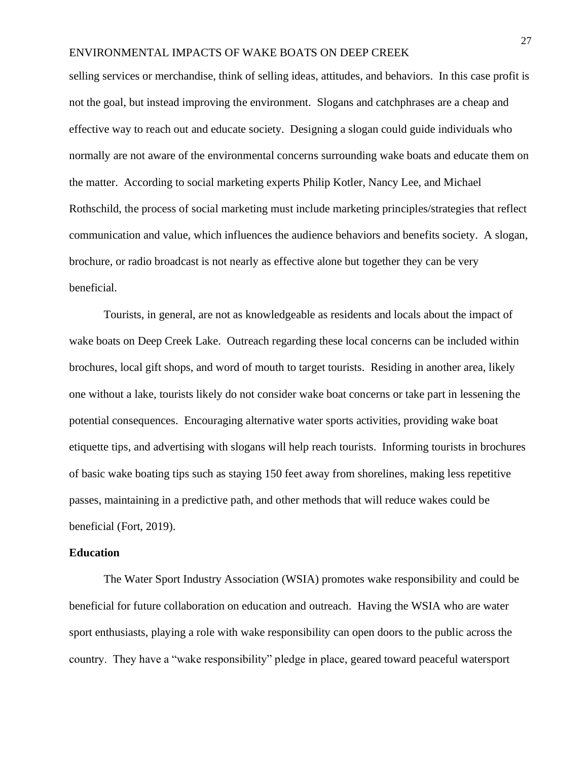selling services or merchandise, think of selling ideas, attitudes, and behaviors. In this case profit is not the goal, but instead improving the environment. Slogans and catchphrases are a cheap and effective way to reach out and educate society. Designing a slogan could guide individuals who normally are not aware of the environmental concerns surrounding wake boats and educate them on the matter. According to social marketing experts Philip Kotler, Nancy Lee, and Michael Rothschild, the process of social marketing must include marketing principles/strategies that reflect communication and value, which influences the audience behaviors and benefits society. A slogan, brochure, or radio broadcast is not nearly as effective alone but together they can be very beneficial.

Tourists, in general, are not as knowledgeable as residents and locals about the impact of wake boats on Deep Creek Lake. Outreach regarding these local concerns can be included within brochures, local gift shops, and word of mouth to target tourists. Residing in another area, likely one without a lake, tourists likely do not consider wake boat concerns or take part in lessening the potential consequences. Encouraging alternative water sports activities, providing wake boat etiquette tips, and advertising with slogans will help reach tourists. Informing tourists in brochures of basic wake boating tips such as staying 150 feet away from shorelines, making less repetitive passes, maintaining in a predictive path, and other methods that will reduce wakes could be beneficial (Fort, 2019).

**Education**

The Water Sport Industry Association (WSIA) promotes wake responsibility and could be beneficial for future collaboration on education and outreach. Having the WSIA who are water sport enthusiasts, playing a role with wake responsibility can open doors to the public across the country. They have a "wake responsibility" pledge in place, geared toward peaceful watersport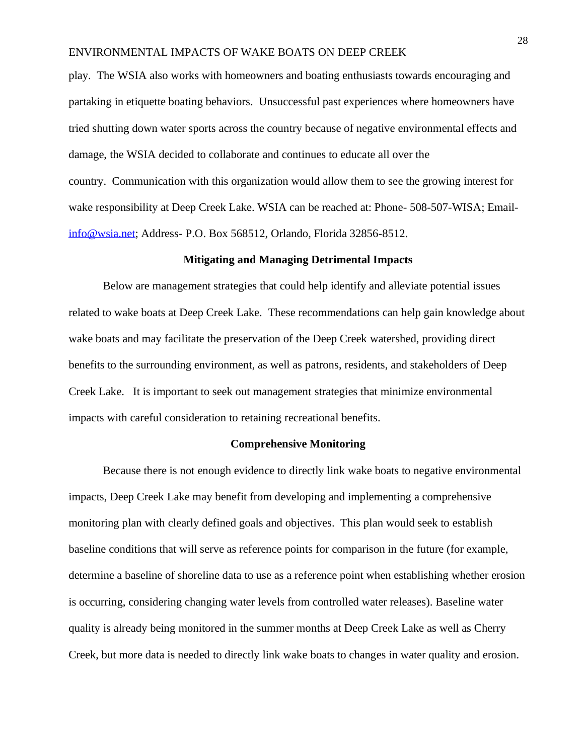play. The WSIA also works with homeowners and boating enthusiasts towards encouraging and partaking in etiquette boating behaviors. Unsuccessful past experiences where homeowners have tried shutting down water sports across the country because of negative environmental effects and damage, the WSIA decided to collaborate and continues to educate all over the country. Communication with this organization would allow them to see the growing interest for wake responsibility at Deep Creek Lake. WSIA can be reached at: Phone- 508-507-WISA; Email- info@wsia.net; Address- P.O. Box 568512, Orlando, Florida 32856-8512.

## Mitigating and Managing Detrimental Impacts

Below are management strategies that could help identify and alleviate potential issues related to wake boats at Deep Creek Lake. These recommendations can help gain knowledge about wake boats and may facilitate the preservation of the Deep Creek watershed, providing direct benefits to the surrounding environment, as well as patrons, residents, and stakeholders of Deep Creek Lake. It is important to seek out management strategies that minimize environmental impacts with careful consideration to retaining recreational benefits.

### Comprehensive Monitoring

Because there is not enough evidence to directly link wake boats to negative environmental impacts, Deep Creek Lake may benefit from developing and implementing a comprehensive monitoring plan with clearly defined goals and objectives. This plan would seek to establish baseline conditions that will serve as reference points for comparison in the future (for example, determine a baseline of shoreline data to use as a reference point when establishing whether erosion is occurring, considering changing water levels from controlled water releases). Baseline water quality is already being monitored in the summer months at Deep Creek Lake as well as Cherry Creek, but more data is needed to directly link wake boats to changes in water quality and erosion.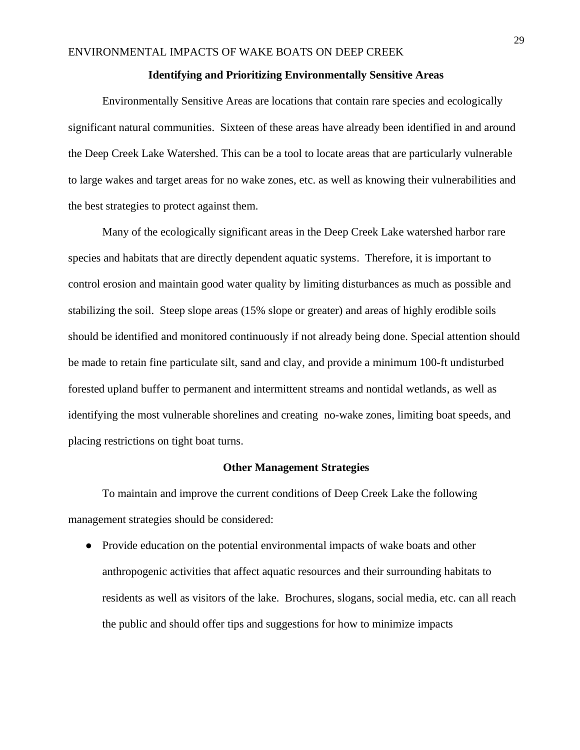## Identifying and Prioritizing Environmentally Sensitive Areas

Environmentally Sensitive Areas are locations that contain rare species and ecologically significant natural communities. Sixteen of these areas have already been identified in and around the Deep Creek Lake Watershed. This can be a tool to locate areas that are particularly vulnerable to large wakes and target areas for no wake zones, etc. as well as knowing their vulnerabilities and the best strategies to protect against them.

Many of the ecologically significant areas in the Deep Creek Lake watershed harbor rare species and habitats that are directly dependent aquatic systems. Therefore, it is important to control erosion and maintain good water quality by limiting disturbances as much as possible and stabilizing the soil. Steep slope areas (15% slope or greater) and areas of highly erodible soils should be identified and monitored continuously if not already being done. Special attention should be made to retain fine particulate silt, sand and clay, and provide a minimum 100-ft undisturbed forested upland buffer to permanent and intermittent streams and nontidal wetlands, as well as identifying the most vulnerable shorelines and creating no-wake zones, limiting boat speeds, and placing restrictions on tight boat turns.

## Other Management Strategies

To maintain and improve the current conditions of Deep Creek Lake the following management strategies should be considered:

- Provide education on the potential environmental impacts of wake boats and other anthropogenic activities that affect aquatic resources and their surrounding habitats to residents as well as visitors of the lake. Brochures, slogans, social media, etc. can all reach the public and should offer tips and suggestions for how to minimize impacts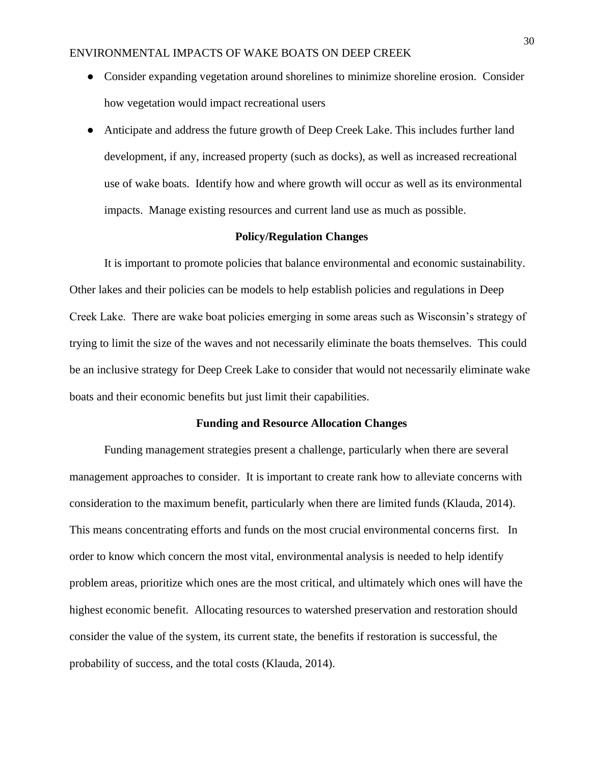- Consider expanding vegetation around shorelines to minimize shoreline erosion. Consider how vegetation would impact recreational users
- Anticipate and address the future growth of Deep Creek Lake. This includes further land development, if any, increased property (such as docks), as well as increased recreational use of wake boats. Identify how and where growth will occur as well as its environmental impacts. Manage existing resources and current land use as much as possible.

## Policy/Regulation Changes

It is important to promote policies that balance environmental and economic sustainability. Other lakes and their policies can be models to help establish policies and regulations in Deep Creek Lake. There are wake boat policies emerging in some areas such as Wisconsin's strategy of trying to limit the size of the waves and not necessarily eliminate the boats themselves. This could be an inclusive strategy for Deep Creek Lake to consider that would not necessarily eliminate wake boats and their economic benefits but just limit their capabilities.

## Funding and Resource Allocation Changes

Funding management strategies present a challenge, particularly when there are several management approaches to consider. It is important to create rank how to alleviate concerns with consideration to the maximum benefit, particularly when there are limited funds (Klauda, 2014). This means concentrating efforts and funds on the most crucial environmental concerns first. In order to know which concern the most vital, environmental analysis is needed to help identify problem areas, prioritize which ones are the most critical, and ultimately which ones will have the highest economic benefit. Allocating resources to watershed preservation and restoration should consider the value of the system, its current state, the benefits if restoration is successful, the probability of success, and the total costs (Klauda, 2014).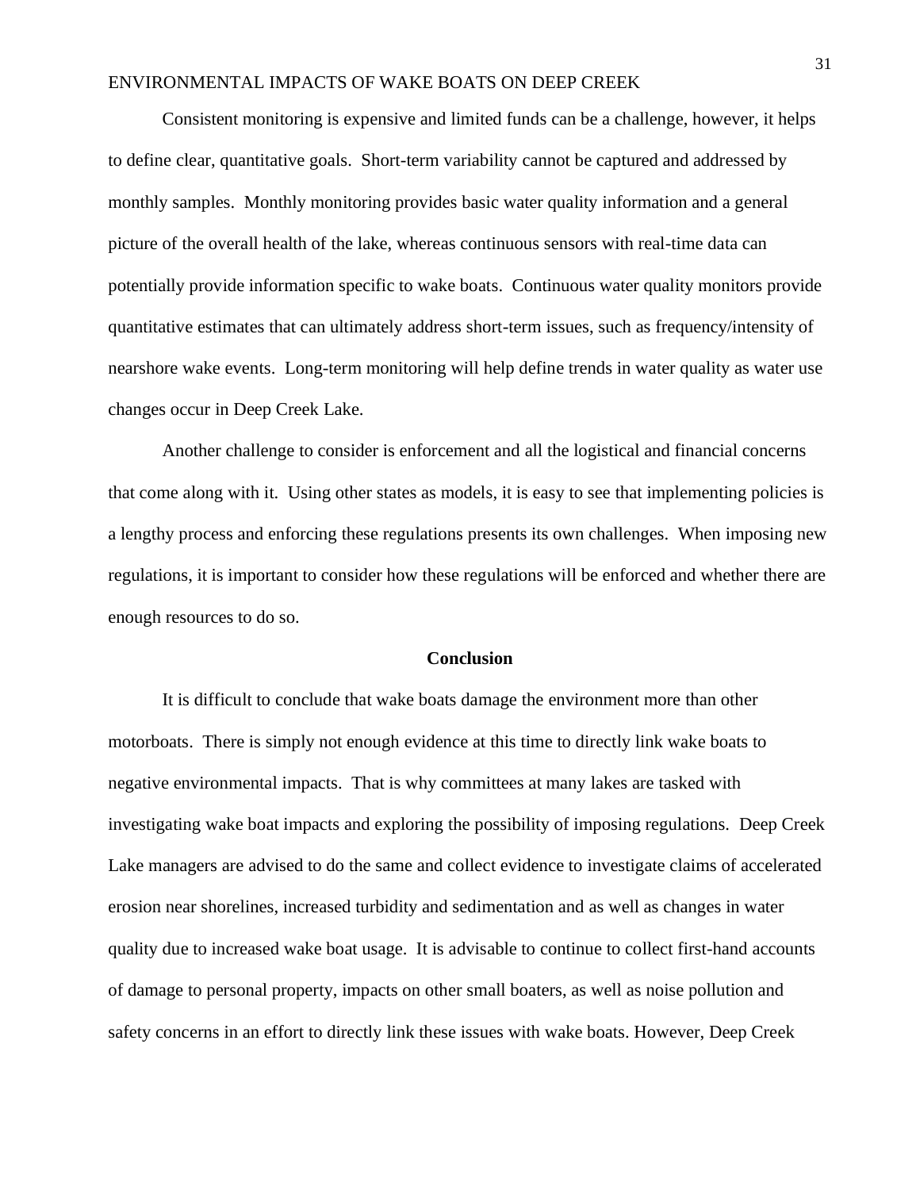Consistent monitoring is expensive and limited funds can be a challenge, however, it helps to define clear, quantitative goals. Short-term variability cannot be captured and addressed by monthly samples. Monthly monitoring provides basic water quality information and a general picture of the overall health of the lake, whereas continuous sensors with real-time data can potentially provide information specific to wake boats. Continuous water quality monitors provide quantitative estimates that can ultimately address short-term issues, such as frequency/intensity of nearshore wake events. Long-term monitoring will help define trends in water quality as water use changes occur in Deep Creek Lake.

Another challenge to consider is enforcement and all the logistical and financial concerns that come along with it. Using other states as models, it is easy to see that implementing policies is a lengthy process and enforcing these regulations presents its own challenges. When imposing new regulations, it is important to consider how these regulations will be enforced and whether there are enough resources to do so.

## Conclusion

It is difficult to conclude that wake boats damage the environment more than other motorboats. There is simply not enough evidence at this time to directly link wake boats to negative environmental impacts. That is why committees at many lakes are tasked with investigating wake boat impacts and exploring the possibility of imposing regulations. Deep Creek Lake managers are advised to do the same and collect evidence to investigate claims of accelerated erosion near shorelines, increased turbidity and sedimentation and as well as changes in water quality due to increased wake boat usage. It is advisable to continue to collect first-hand accounts of damage to personal property, impacts on other small boaters, as well as noise pollution and safety concerns in an effort to directly link these issues with wake boats. However, Deep Creek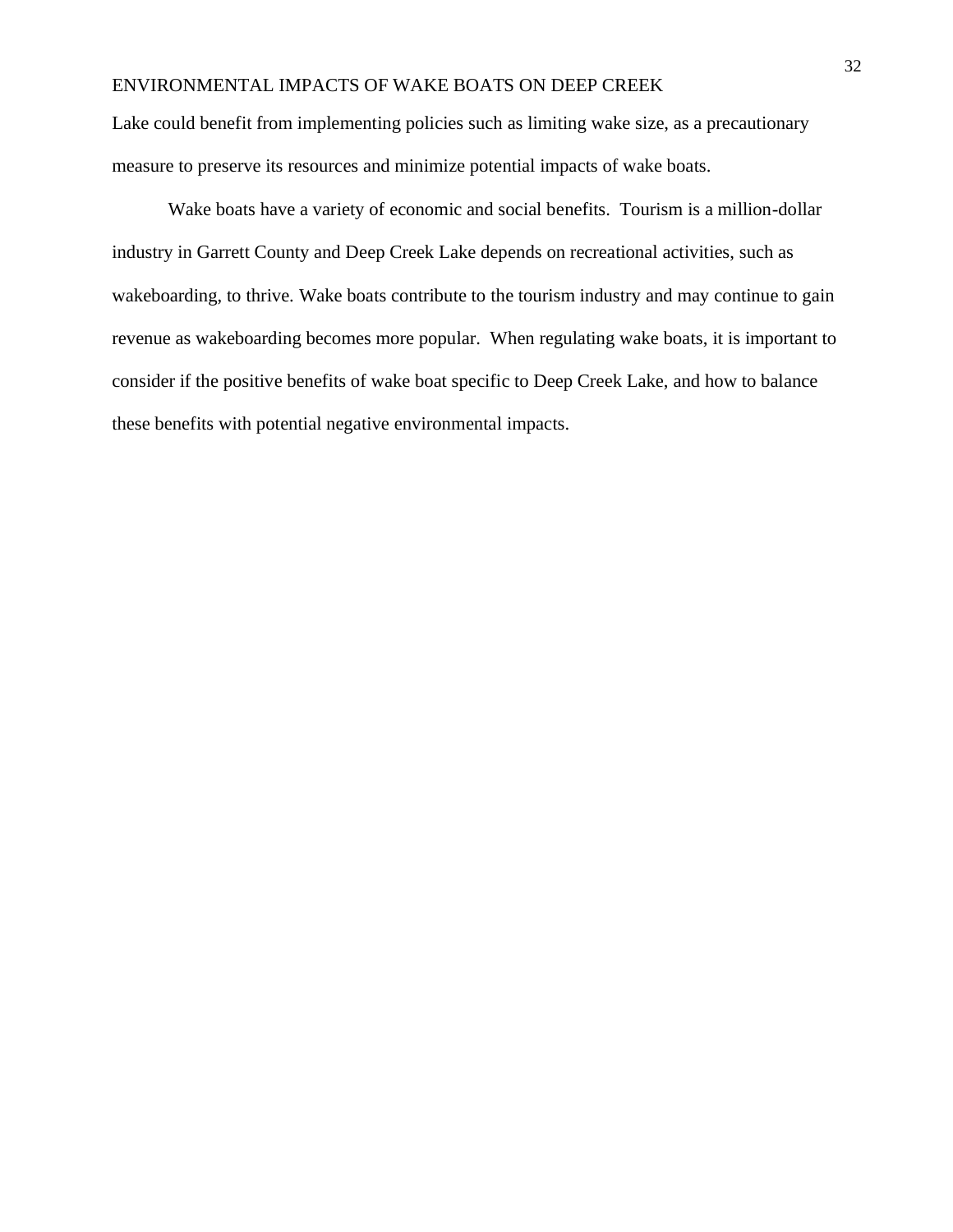Lake could benefit from implementing policies such as limiting wake size, as a precautionary measure to preserve its resources and minimize potential impacts of wake boats.

Wake boats have a variety of economic and social benefits. Tourism is a million-dollar industry in Garrett County and Deep Creek Lake depends on recreational activities, such as wakeboarding, to thrive. Wake boats contribute to the tourism industry and may continue to gain revenue as wakeboarding becomes more popular. When regulating wake boats, it is important to consider if the positive benefits of wake boat specific to Deep Creek Lake, and how to balance these benefits with potential negative environmental impacts.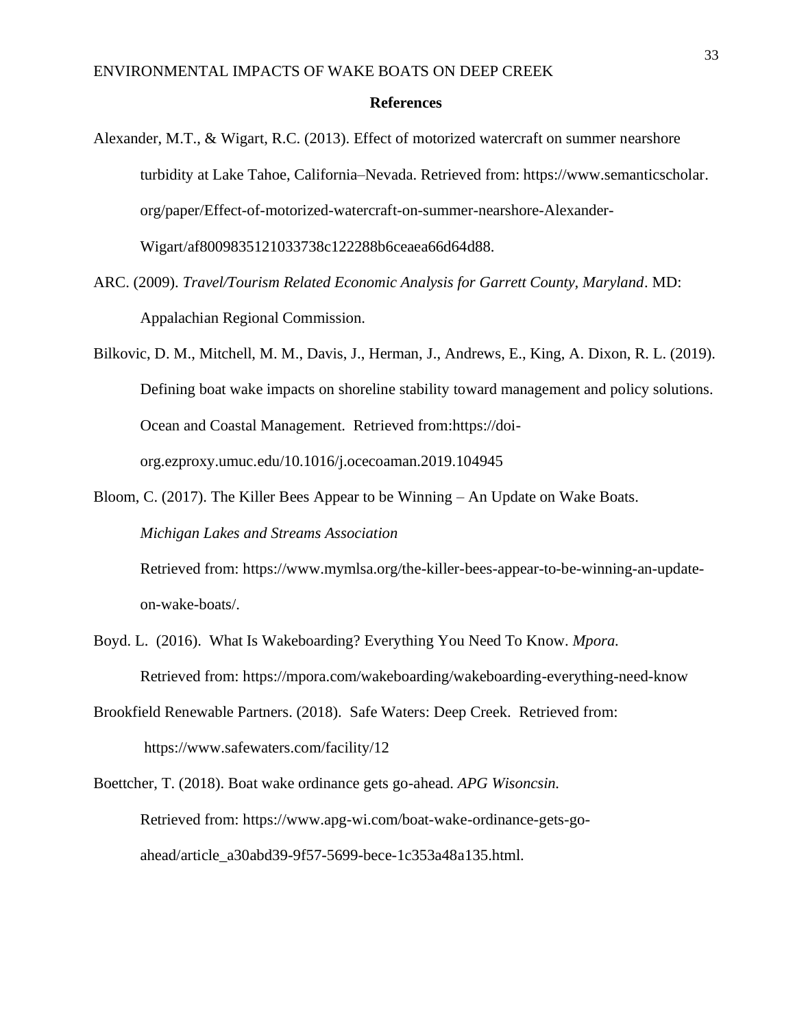## References

Alexander, M.T., & Wigart, R.C. (2013). Effect of motorized watercraft on summer nearshore turbidity at Lake Tahoe, California–Nevada. Retrieved from: https://www.semanticscholar.org/paper/Effect-of-motorized-watercraft-on-summer-nearshore-Alexander-Wigart/af8009835121033738c122288b6ceaea66d64d88.

ARC. (2009). *Travel/Tourism Related Economic Analysis for Garrett County, Maryland*. MD: Appalachian Regional Commission.

Bilkovic, D. M., Mitchell, M. M., Davis, J., Herman, J., Andrews, E., King, A. Dixon, R. L. (2019). Defining boat wake impacts on shoreline stability toward management and policy solutions. Ocean and Coastal Management. Retrieved from:https://doi-org.ezproxy.umuc.edu/10.1016/j.ocecoaman.2019.104945

Bloom, C. (2017). The Killer Bees Appear to be Winning – An Update on Wake Boats. *Michigan Lakes and Streams Association* Retrieved from: https://www.mymlsa.org/the-killer-bees-appear-to-be-winning-an-update-on-wake-boats/.

Boyd. L. (2016). What Is Wakeboarding? Everything You Need To Know. *Mpora.* Retrieved from: https://mpora.com/wakeboarding/wakeboarding-everything-need-know

Brookfield Renewable Partners. (2018). Safe Waters: Deep Creek. Retrieved from: https://www.safewaters.com/facility/12

Boettcher, T. (2018). Boat wake ordinance gets go-ahead. *APG Wisoncsin.* Retrieved from: https://www.apg-wi.com/boat-wake-ordinance-gets-go-ahead/article_a30abd39-9f57-5699-bece-1c353a48a135.html.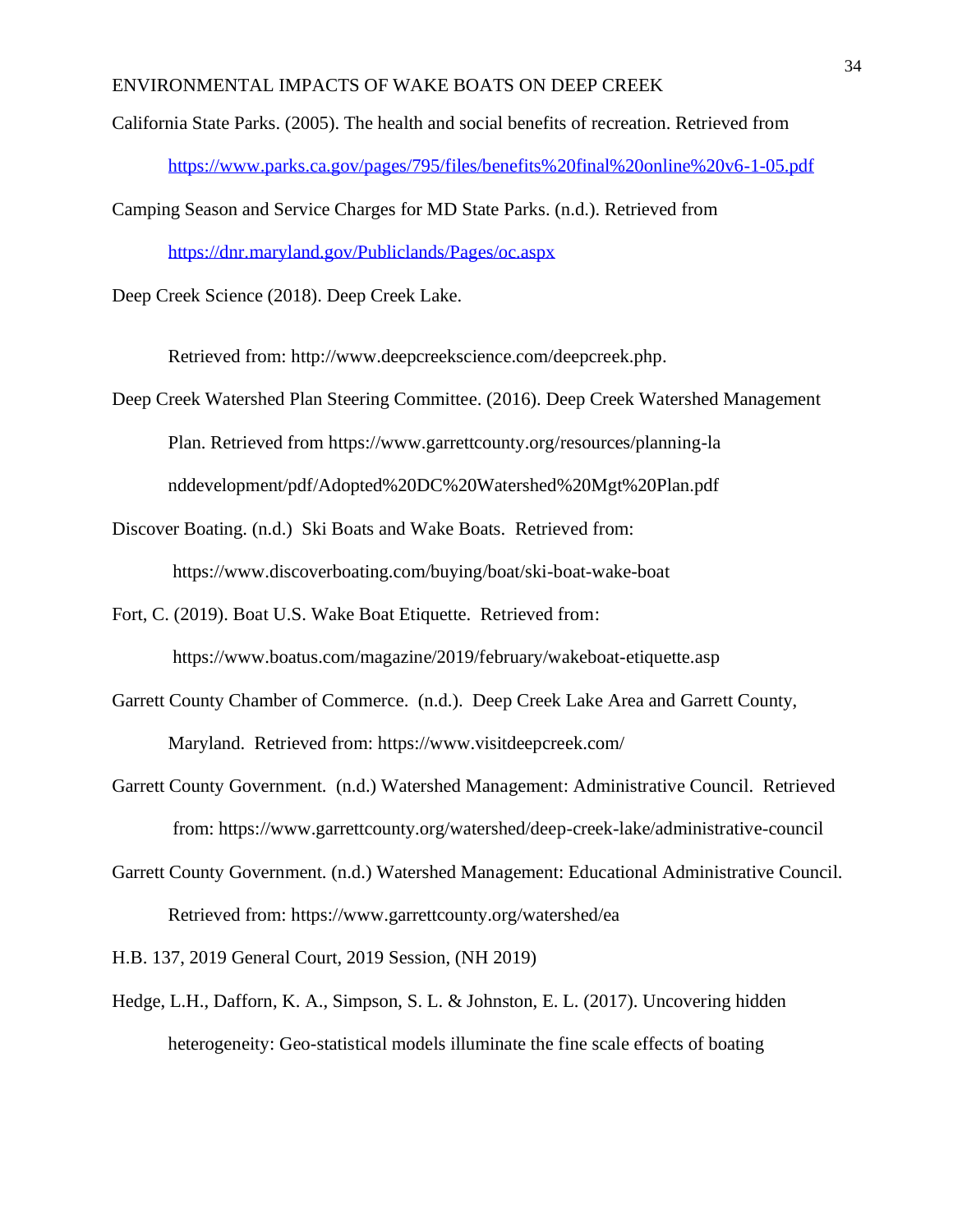California State Parks. (2005). The health and social benefits of recreation. Retrieved from https://www.parks.ca.gov/pages/795/files/benefits%20final%20online%20v6-1-05.pdf

Camping Season and Service Charges for MD State Parks. (n.d.). Retrieved from https://dnr.maryland.gov/Publiclands/Pages/oc.aspx

Deep Creek Science (2018). Deep Creek Lake.

Retrieved from: http://www.deepcreekscience.com/deepcreek.php.

Deep Creek Watershed Plan Steering Committee. (2016). Deep Creek Watershed Management Plan. Retrieved from https://www.garrettcounty.org/resources/planning-la nddevelopment/pdf/Adopted%20DC%20Watershed%20Mgt%20Plan.pdf

Discover Boating. (n.d.) Ski Boats and Wake Boats. Retrieved from: https://www.discoverboating.com/buying/boat/ski-boat-wake-boat

Fort, C. (2019). Boat U.S. Wake Boat Etiquette. Retrieved from: https://www.boatus.com/magazine/2019/february/wakeboat-etiquette.asp

Garrett County Chamber of Commerce. (n.d.). Deep Creek Lake Area and Garrett County, Maryland. Retrieved from: https://www.visitdeepcreek.com/

Garrett County Government. (n.d.) Watershed Management: Administrative Council. Retrieved from: https://www.garrettcounty.org/watershed/deep-creek-lake/administrative-council

Garrett County Government. (n.d.) Watershed Management: Educational Administrative Council. Retrieved from: https://www.garrettcounty.org/watershed/ea

H.B. 137, 2019 General Court, 2019 Session, (NH 2019)

Hedge, L.H., Dafforn, K. A., Simpson, S. L. & Johnston, E. L. (2017). Uncovering hidden heterogeneity: Geo-statistical models illuminate the fine scale effects of boating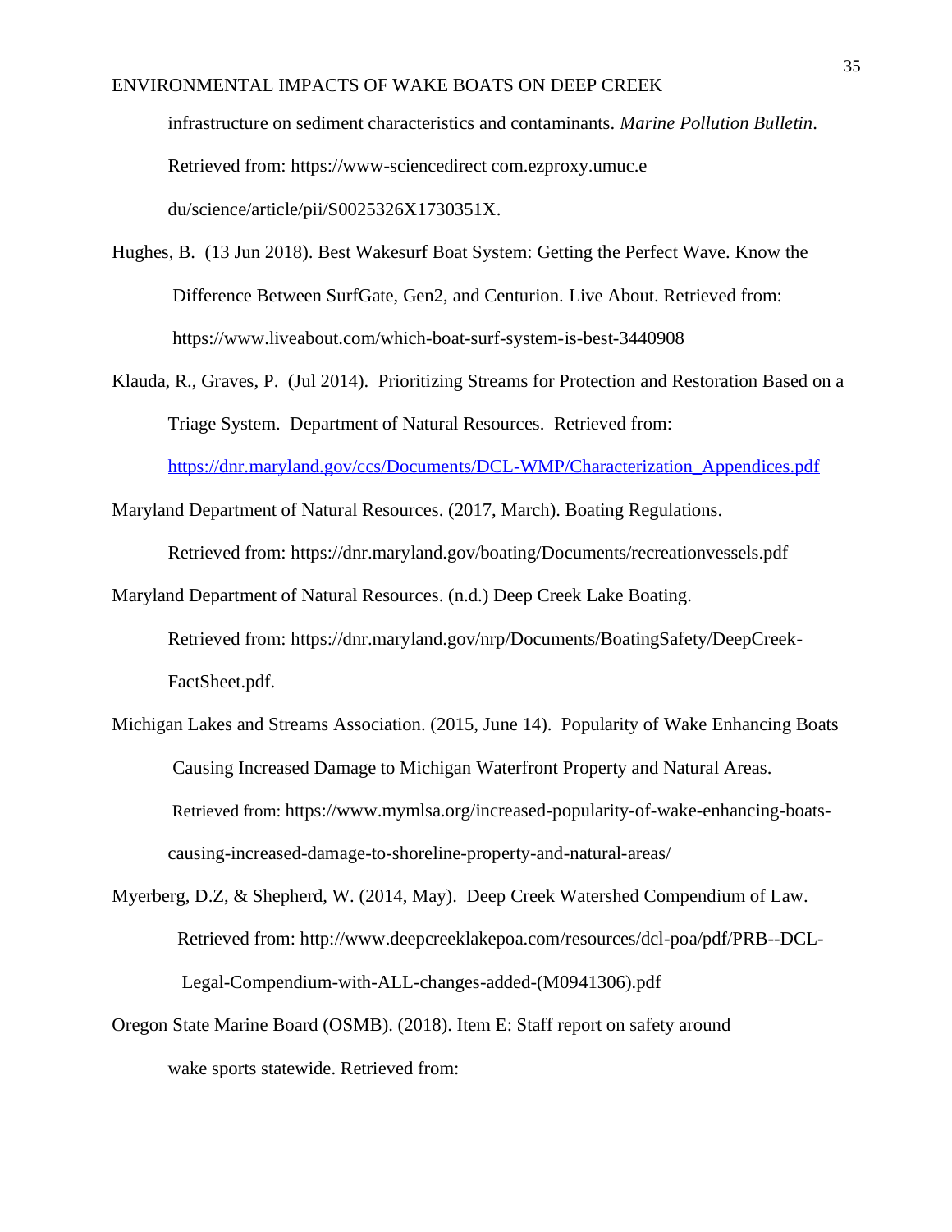infrastructure on sediment characteristics and contaminants. *Marine Pollution Bulletin*. Retrieved from: https://www-sciencedirect com.ezproxy.umuc.e du/science/article/pii/S0025326X1730351X.

Hughes, B. (13 Jun 2018). Best Wakesurf Boat System: Getting the Perfect Wave. Know the Difference Between SurfGate, Gen2, and Centurion. Live About. Retrieved from: https://www.liveabout.com/which-boat-surf-system-is-best-3440908

Klauda, R., Graves, P. (Jul 2014). Prioritizing Streams for Protection and Restoration Based on a Triage System. Department of Natural Resources. Retrieved from: https://dnr.maryland.gov/ccs/Documents/DCL-WMP/Characterization_Appendices.pdf

Maryland Department of Natural Resources. (2017, March). Boating Regulations. Retrieved from: https://dnr.maryland.gov/boating/Documents/recreationvessels.pdf

Maryland Department of Natural Resources. (n.d.) Deep Creek Lake Boating. Retrieved from: https://dnr.maryland.gov/nrp/Documents/BoatingSafety/DeepCreek-FactSheet.pdf.

Michigan Lakes and Streams Association. (2015, June 14). Popularity of Wake Enhancing Boats Causing Increased Damage to Michigan Waterfront Property and Natural Areas. Retrieved from: https://www.mymlsa.org/increased-popularity-of-wake-enhancing-boats-causing-increased-damage-to-shoreline-property-and-natural-areas/

Myerberg, D.Z, & Shepherd, W. (2014, May). Deep Creek Watershed Compendium of Law. Retrieved from: http://www.deepcreeklakepoa.com/resources/dcl-poa/pdf/PRB--DCL-Legal-Compendium-with-ALL-changes-added-(M0941306).pdf

Oregon State Marine Board (OSMB). (2018). Item E: Staff report on safety around wake sports statewide. Retrieved from: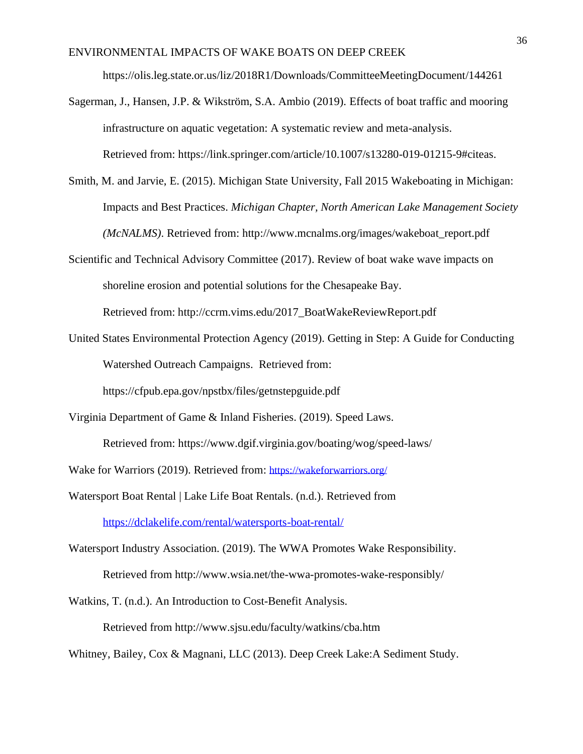https://olis.leg.state.or.us/liz/2018R1/Downloads/CommitteeMeetingDocument/144261

Sagerman, J., Hansen, J.P. & Wikström, S.A. Ambio (2019). Effects of boat traffic and mooring infrastructure on aquatic vegetation: A systematic review and meta-analysis. Retrieved from: https://link.springer.com/article/10.1007/s13280-019-01215-9#citeas.

Smith, M. and Jarvie, E. (2015). Michigan State University, Fall 2015 Wakeboating in Michigan: Impacts and Best Practices. *Michigan Chapter, North American Lake Management Society (McNALMS)*. Retrieved from: http://www.mcnalms.org/images/wakeboat_report.pdf

Scientific and Technical Advisory Committee (2017). Review of boat wake wave impacts on shoreline erosion and potential solutions for the Chesapeake Bay. Retrieved from: http://ccrm.vims.edu/2017_BoatWakeReviewReport.pdf

United States Environmental Protection Agency (2019). Getting in Step: A Guide for Conducting Watershed Outreach Campaigns. Retrieved from: https://cfpub.epa.gov/npstbx/files/getnstepguide.pdf

Virginia Department of Game & Inland Fisheries. (2019). Speed Laws. Retrieved from: https://www.dgif.virginia.gov/boating/wog/speed-laws/

Wake for Warriors (2019). Retrieved from: https://wakeforwarriors.org/

Watersport Boat Rental | Lake Life Boat Rentals. (n.d.). Retrieved from https://dclakelife.com/rental/watersports-boat-rental/

Watersport Industry Association. (2019). The WWA Promotes Wake Responsibility. Retrieved from http://www.wsia.net/the-wwa-promotes-wake-responsibly/

Watkins, T. (n.d.). An Introduction to Cost-Benefit Analysis. Retrieved from http://www.sjsu.edu/faculty/watkins/cba.htm

Whitney, Bailey, Cox & Magnani, LLC (2013). Deep Creek Lake:A Sediment Study.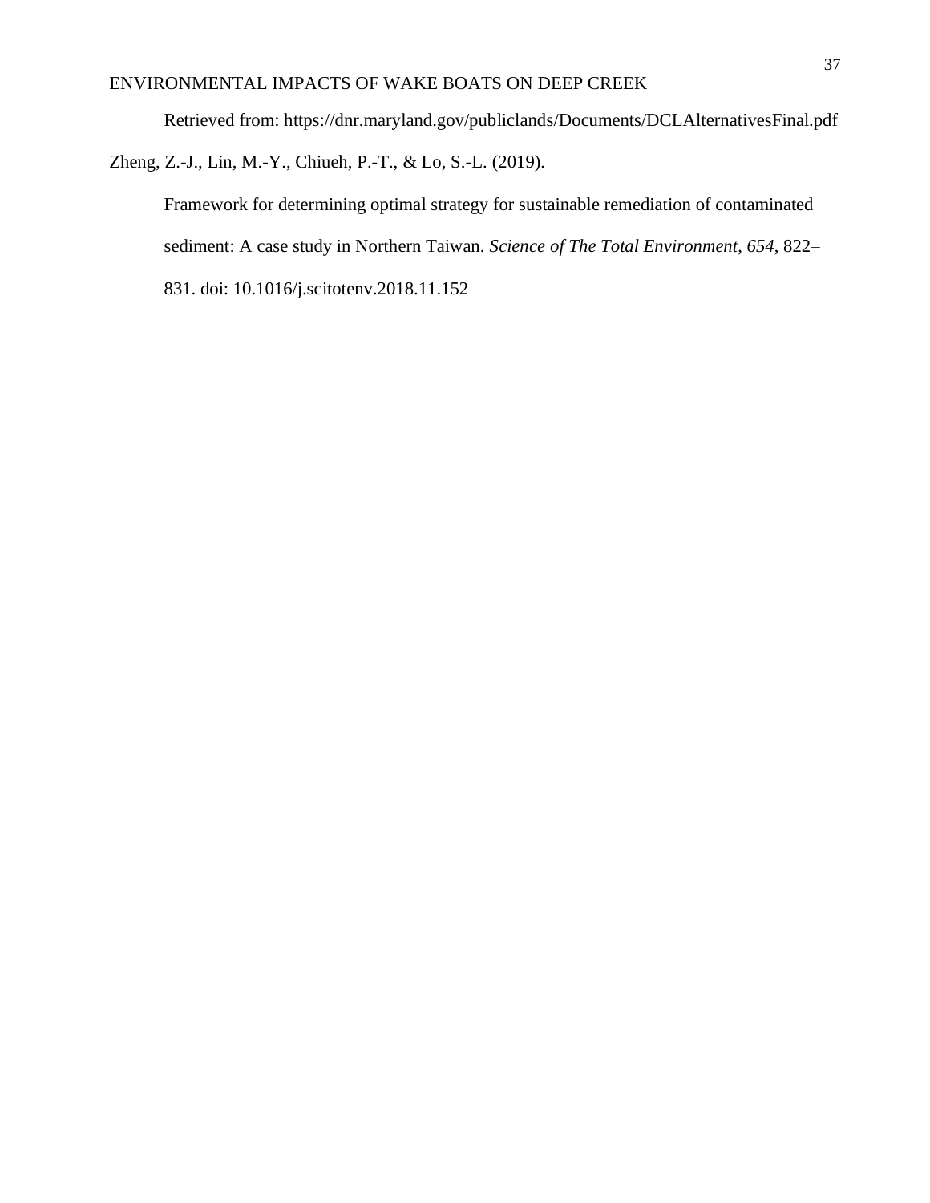Retrieved from: https://dnr.maryland.gov/publiclands/Documents/DCLAlternativesFinal.pdf

Zheng, Z.-J., Lin, M.-Y., Chiueh, P.-T., & Lo, S.-L. (2019). Framework for determining optimal strategy for sustainable remediation of contaminated sediment: A case study in Northern Taiwan. *Science of The Total Environment*, *654*, 822–831. doi: 10.1016/j.scitotenv.2018.11.152